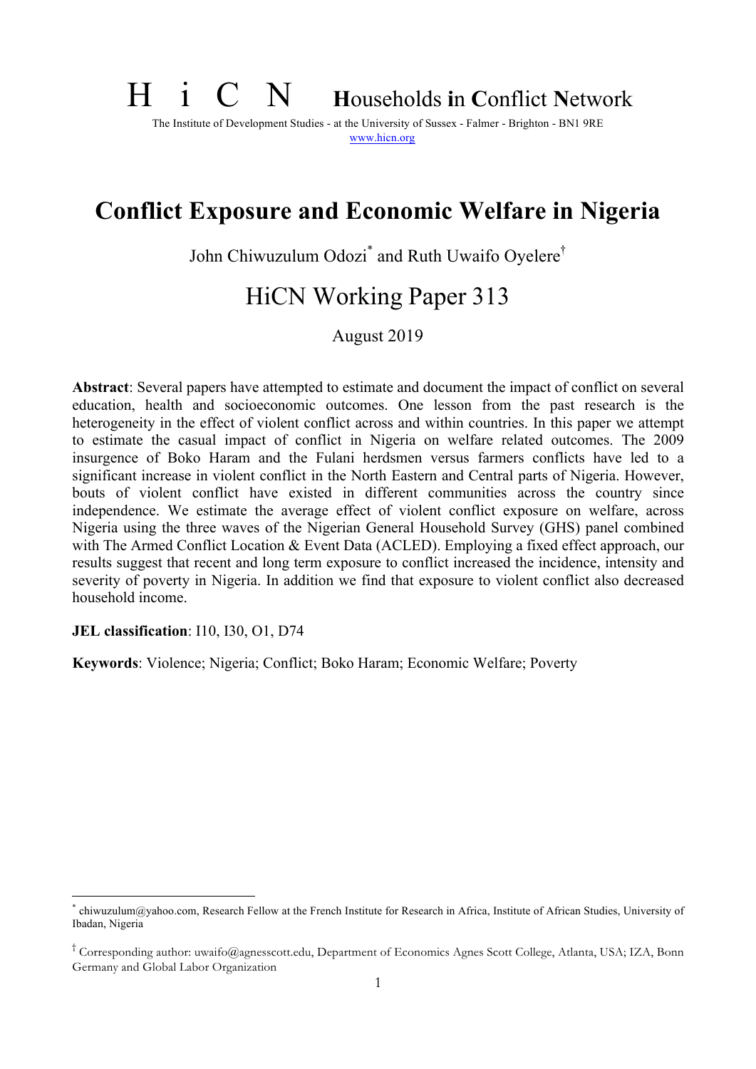# H i C N Households in Conflict Network

The Institute of Development Studies - at the University of Sussex - Falmer - Brighton - BN1 9RE
www.hicn.org

# Conflict Exposure and Economic Welfare in Nigeria

John Chiwuzulum Odozi[*] and Ruth Uwaifo Oyelere[†]

## HiCN Working Paper 313

August 2019

**Abstract**: Several papers have attempted to estimate and document the impact of conflict on several education, health and socioeconomic outcomes. One lesson from the past research is the heterogeneity in the effect of violent conflict across and within countries. In this paper we attempt to estimate the casual impact of conflict in Nigeria on welfare related outcomes. The 2009 insurgence of Boko Haram and the Fulani herdsmen versus farmers conflicts have led to a significant increase in violent conflict in the North Eastern and Central parts of Nigeria. However, bouts of violent conflict have existed in different communities across the country since independence. We estimate the average effect of violent conflict exposure on welfare, across Nigeria using the three waves of the Nigerian General Household Survey (GHS) panel combined with The Armed Conflict Location & Event Data (ACLED). Employing a fixed effect approach, our results suggest that recent and long term exposure to conflict increased the incidence, intensity and severity of poverty in Nigeria. In addition we find that exposure to violent conflict also decreased household income.

**JEL classification**: I10, I30, O1, D74

**Keywords**: Violence; Nigeria; Conflict; Boko Haram; Economic Welfare; Poverty

---

[*] chiwuzulum@yahoo.com, Research Fellow at the French Institute for Research in Africa, Institute of African Studies, University of Ibadan, Nigeria

[†] Corresponding author: uwaifo@agnesscott.edu, Department of Economics Agnes Scott College, Atlanta, USA; IZA, Bonn Germany and Global Labor Organization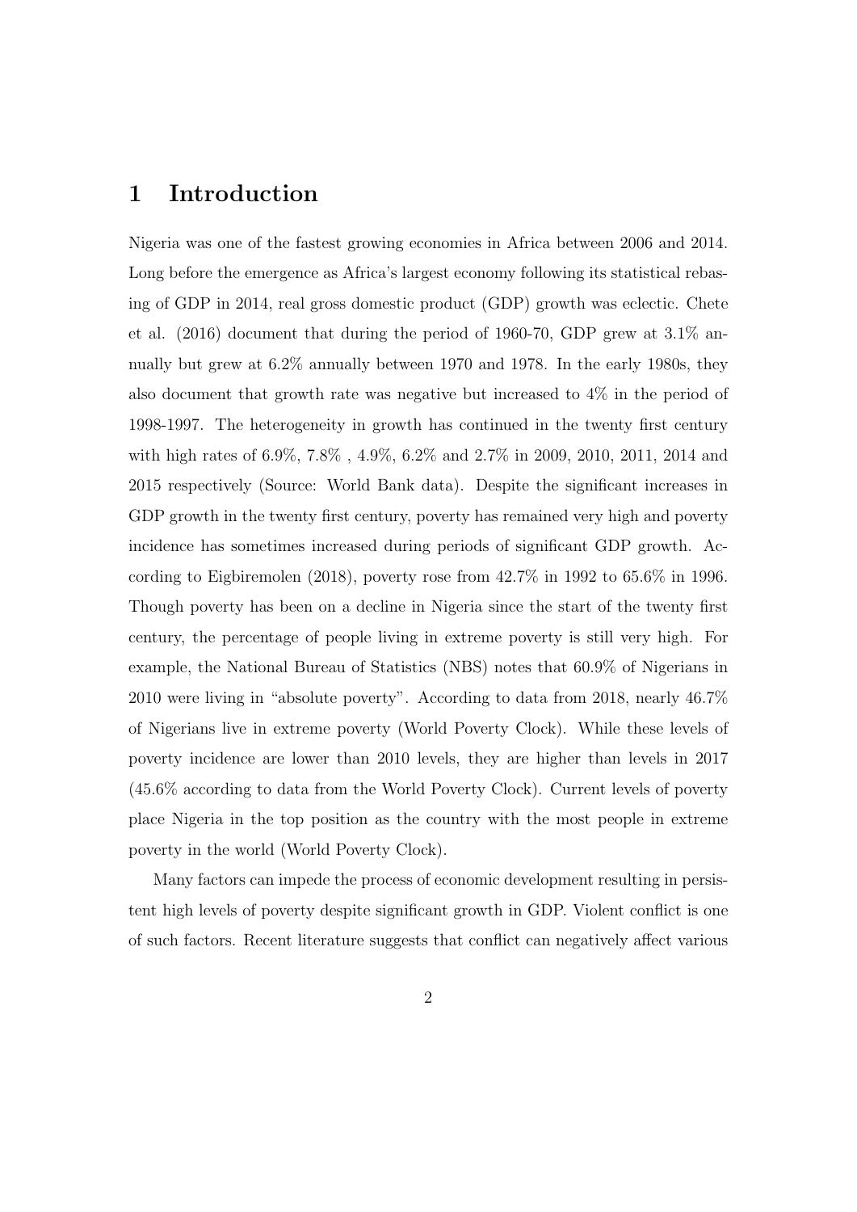# 1 Introduction

Nigeria was one of the fastest growing economies in Africa between 2006 and 2014. Long before the emergence as Africa's largest economy following its statistical rebasing of GDP in 2014, real gross domestic product (GDP) growth was eclectic. Chete et al. (2016) document that during the period of 1960-70, GDP grew at 3.1% annually but grew at 6.2% annually between 1970 and 1978. In the early 1980s, they also document that growth rate was negative but increased to 4% in the period of 1998-1997. The heterogeneity in growth has continued in the twenty first century with high rates of 6.9%, 7.8% , 4.9%, 6.2% and 2.7% in 2009, 2010, 2011, 2014 and 2015 respectively (Source: World Bank data). Despite the significant increases in GDP growth in the twenty first century, poverty has remained very high and poverty incidence has sometimes increased during periods of significant GDP growth. According to Eigbiremolen (2018), poverty rose from 42.7% in 1992 to 65.6% in 1996. Though poverty has been on a decline in Nigeria since the start of the twenty first century, the percentage of people living in extreme poverty is still very high. For example, the National Bureau of Statistics (NBS) notes that 60.9% of Nigerians in 2010 were living in "absolute poverty". According to data from 2018, nearly 46.7% of Nigerians live in extreme poverty (World Poverty Clock). While these levels of poverty incidence are lower than 2010 levels, they are higher than levels in 2017 (45.6% according to data from the World Poverty Clock). Current levels of poverty place Nigeria in the top position as the country with the most people in extreme poverty in the world (World Poverty Clock).

Many factors can impede the process of economic development resulting in persistent high levels of poverty despite significant growth in GDP. Violent conflict is one of such factors. Recent literature suggests that conflict can negatively affect various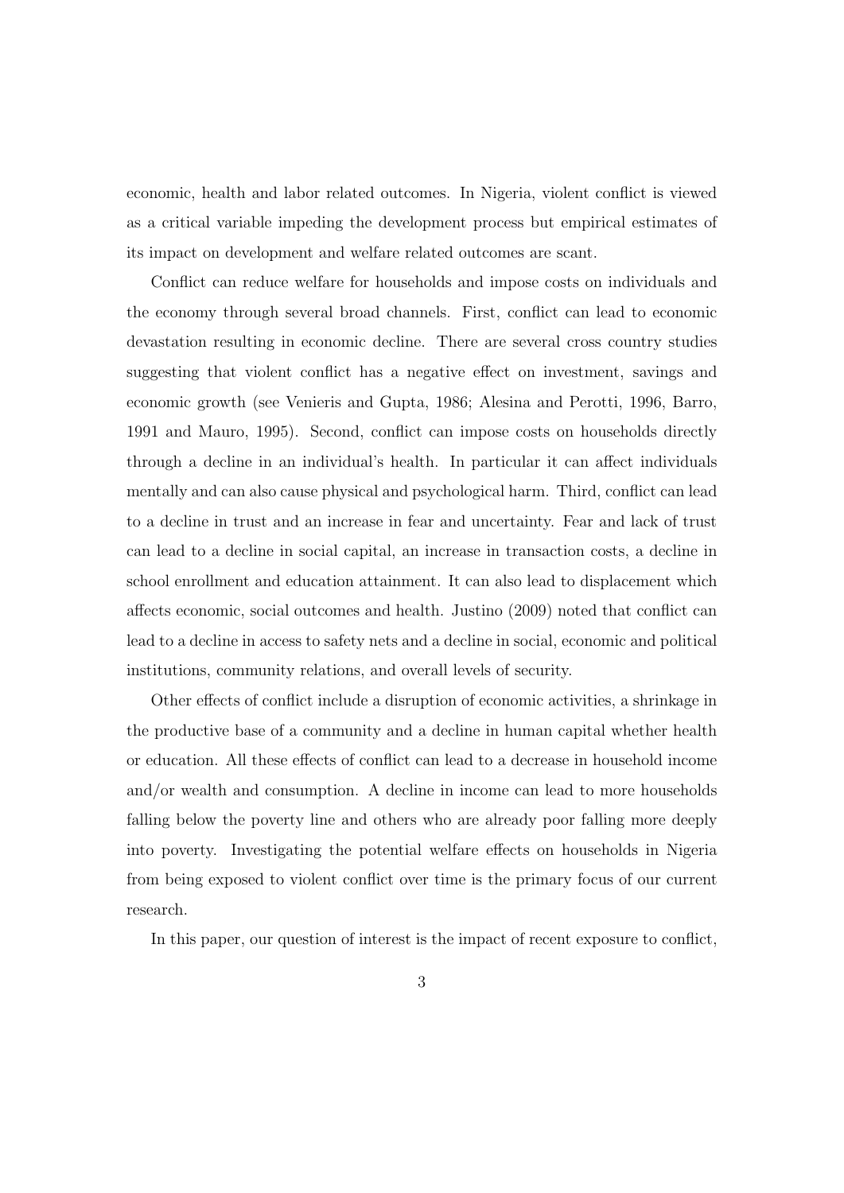economic, health and labor related outcomes. In Nigeria, violent conflict is viewed as a critical variable impeding the development process but empirical estimates of its impact on development and welfare related outcomes are scant.

Conflict can reduce welfare for households and impose costs on individuals and the economy through several broad channels. First, conflict can lead to economic devastation resulting in economic decline. There are several cross country studies suggesting that violent conflict has a negative effect on investment, savings and economic growth (see Venieris and Gupta, 1986; Alesina and Perotti, 1996, Barro, 1991 and Mauro, 1995). Second, conflict can impose costs on households directly through a decline in an individual's health. In particular it can affect individuals mentally and can also cause physical and psychological harm. Third, conflict can lead to a decline in trust and an increase in fear and uncertainty. Fear and lack of trust can lead to a decline in social capital, an increase in transaction costs, a decline in school enrollment and education attainment. It can also lead to displacement which affects economic, social outcomes and health. Justino (2009) noted that conflict can lead to a decline in access to safety nets and a decline in social, economic and political institutions, community relations, and overall levels of security.

Other effects of conflict include a disruption of economic activities, a shrinkage in the productive base of a community and a decline in human capital whether health or education. All these effects of conflict can lead to a decrease in household income and/or wealth and consumption. A decline in income can lead to more households falling below the poverty line and others who are already poor falling more deeply into poverty. Investigating the potential welfare effects on households in Nigeria from being exposed to violent conflict over time is the primary focus of our current research.

In this paper, our question of interest is the impact of recent exposure to conflict,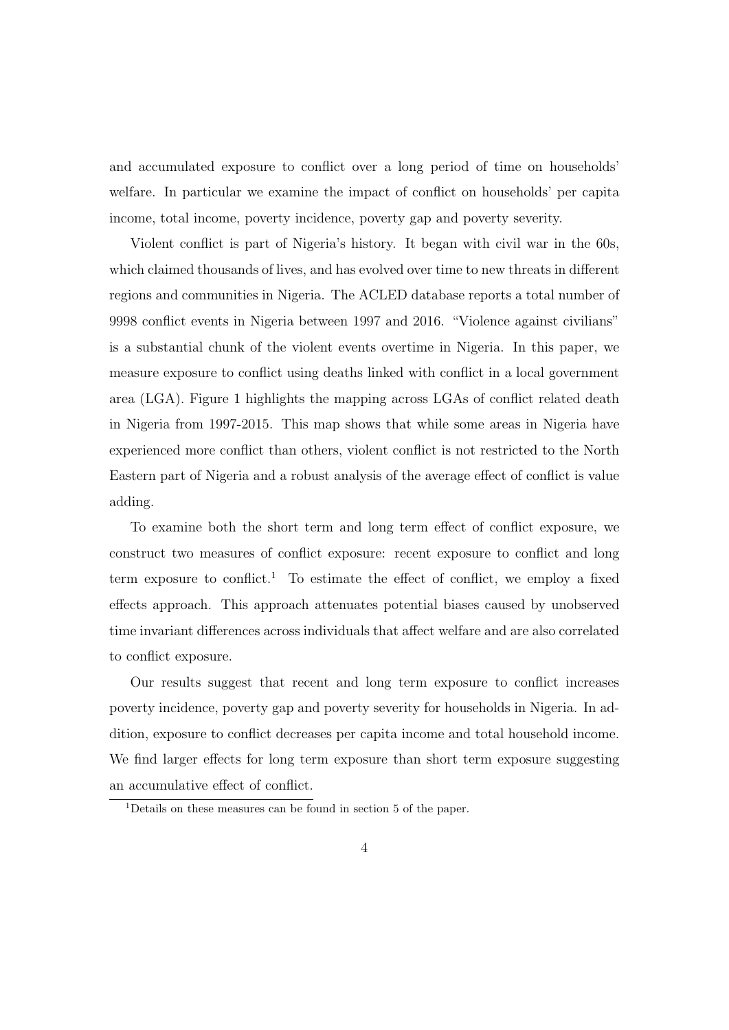and accumulated exposure to conflict over a long period of time on households' welfare. In particular we examine the impact of conflict on households' per capita income, total income, poverty incidence, poverty gap and poverty severity.

Violent conflict is part of Nigeria's history. It began with civil war in the 60s, which claimed thousands of lives, and has evolved over time to new threats in different regions and communities in Nigeria. The ACLED database reports a total number of 9998 conflict events in Nigeria between 1997 and 2016. "Violence against civilians" is a substantial chunk of the violent events overtime in Nigeria. In this paper, we measure exposure to conflict using deaths linked with conflict in a local government area (LGA). Figure 1 highlights the mapping across LGAs of conflict related death in Nigeria from 1997-2015. This map shows that while some areas in Nigeria have experienced more conflict than others, violent conflict is not restricted to the North Eastern part of Nigeria and a robust analysis of the average effect of conflict is value adding.

To examine both the short term and long term effect of conflict exposure, we construct two measures of conflict exposure: recent exposure to conflict and long term exposure to conflict.[1] To estimate the effect of conflict, we employ a fixed effects approach. This approach attenuates potential biases caused by unobserved time invariant differences across individuals that affect welfare and are also correlated to conflict exposure.

Our results suggest that recent and long term exposure to conflict increases poverty incidence, poverty gap and poverty severity for households in Nigeria. In addition, exposure to conflict decreases per capita income and total household income. We find larger effects for long term exposure than short term exposure suggesting an accumulative effect of conflict.

[1] Details on these measures can be found in section 5 of the paper.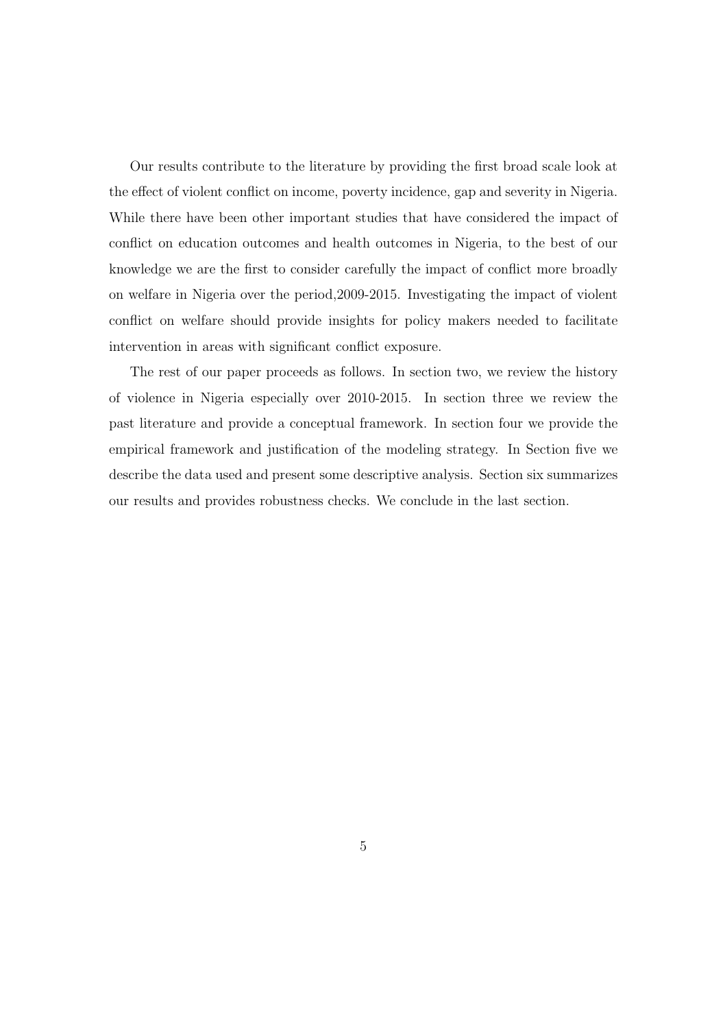Our results contribute to the literature by providing the first broad scale look at the effect of violent conflict on income, poverty incidence, gap and severity in Nigeria. While there have been other important studies that have considered the impact of conflict on education outcomes and health outcomes in Nigeria, to the best of our knowledge we are the first to consider carefully the impact of conflict more broadly on welfare in Nigeria over the period,2009-2015. Investigating the impact of violent conflict on welfare should provide insights for policy makers needed to facilitate intervention in areas with significant conflict exposure.

The rest of our paper proceeds as follows. In section two, we review the history of violence in Nigeria especially over 2010-2015. In section three we review the past literature and provide a conceptual framework. In section four we provide the empirical framework and justification of the modeling strategy. In Section five we describe the data used and present some descriptive analysis. Section six summarizes our results and provides robustness checks. We conclude in the last section.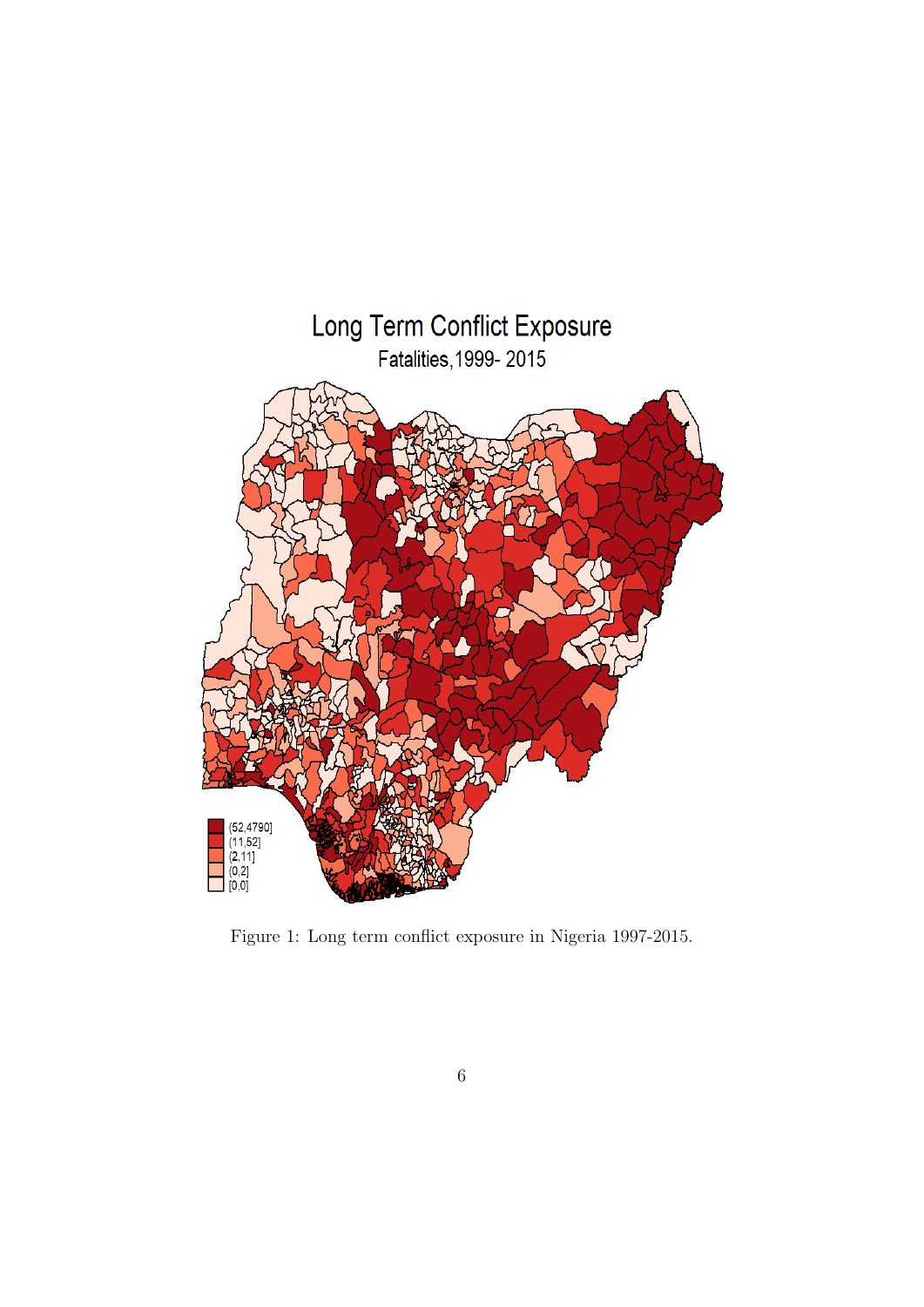Figure 1: Long term conflict exposure in Nigeria 1997-2015.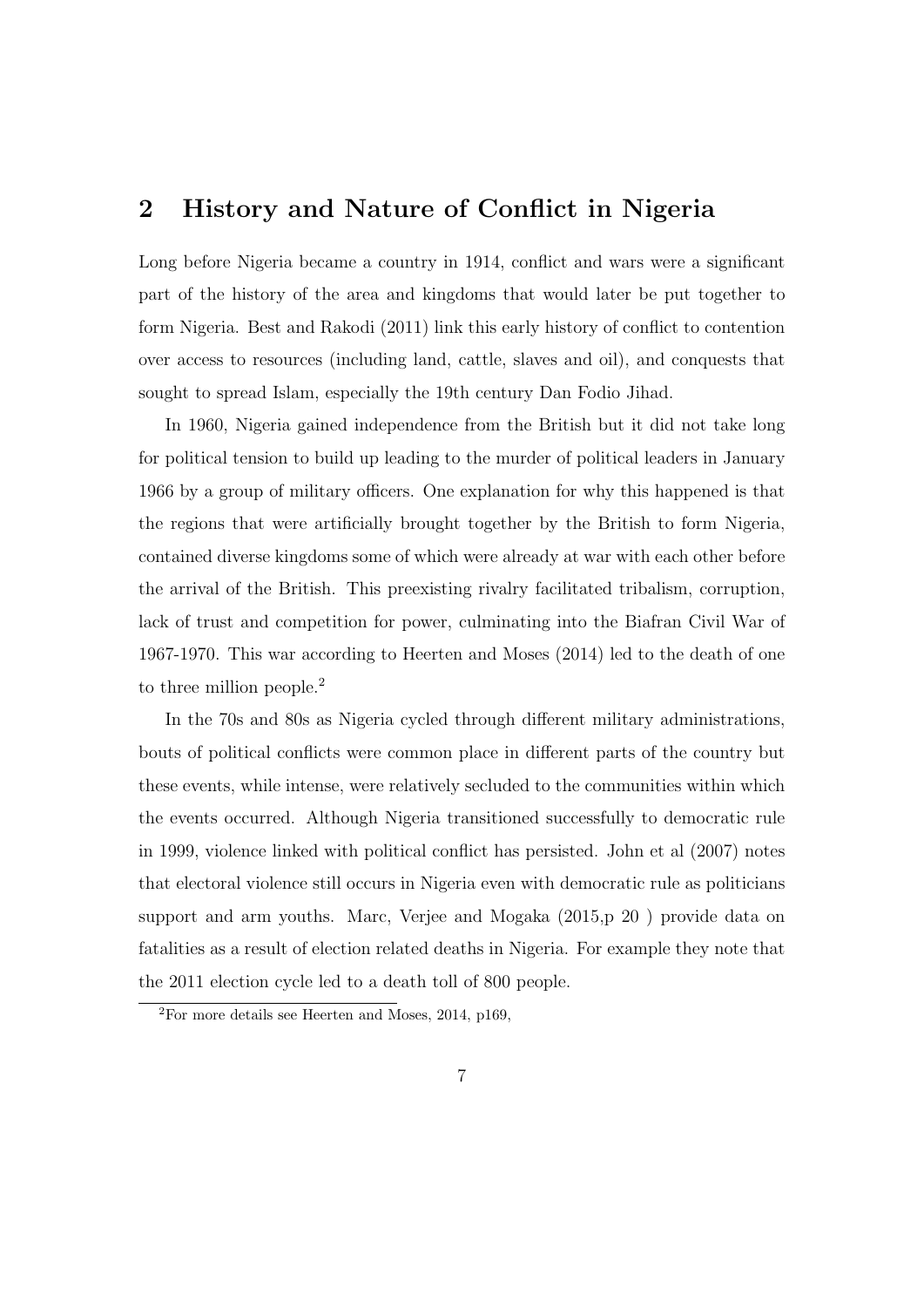## 2 History and Nature of Conflict in Nigeria

Long before Nigeria became a country in 1914, conflict and wars were a significant part of the history of the area and kingdoms that would later be put together to form Nigeria. Best and Rakodi (2011) link this early history of conflict to contention over access to resources (including land, cattle, slaves and oil), and conquests that sought to spread Islam, especially the 19th century Dan Fodio Jihad.

In 1960, Nigeria gained independence from the British but it did not take long for political tension to build up leading to the murder of political leaders in January 1966 by a group of military officers. One explanation for why this happened is that the regions that were artificially brought together by the British to form Nigeria, contained diverse kingdoms some of which were already at war with each other before the arrival of the British. This preexisting rivalry facilitated tribalism, corruption, lack of trust and competition for power, culminating into the Biafran Civil War of 1967-1970. This war according to Heerten and Moses (2014) led to the death of one to three million people.[2]

In the 70s and 80s as Nigeria cycled through different military administrations, bouts of political conflicts were common place in different parts of the country but these events, while intense, were relatively secluded to the communities within which the events occurred. Although Nigeria transitioned successfully to democratic rule in 1999, violence linked with political conflict has persisted. John et al (2007) notes that electoral violence still occurs in Nigeria even with democratic rule as politicians support and arm youths. Marc, Verjee and Mogaka (2015,p 20 ) provide data on fatalities as a result of election related deaths in Nigeria. For example they note that the 2011 election cycle led to a death toll of 800 people.

[2]For more details see Heerten and Moses, 2014, p169,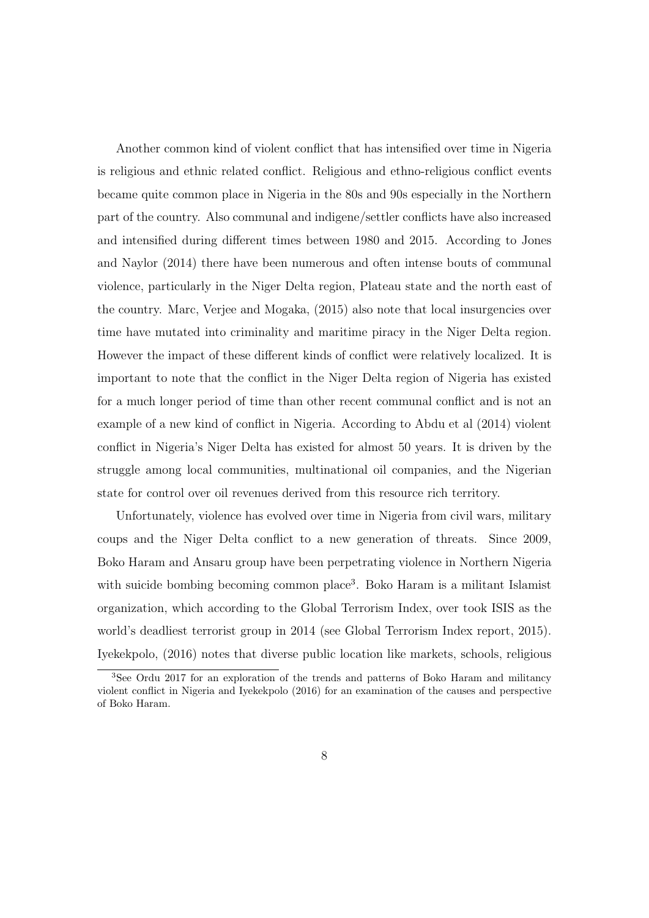Another common kind of violent conflict that has intensified over time in Nigeria is religious and ethnic related conflict. Religious and ethno-religious conflict events became quite common place in Nigeria in the 80s and 90s especially in the Northern part of the country. Also communal and indigene/settler conflicts have also increased and intensified during different times between 1980 and 2015. According to Jones and Naylor (2014) there have been numerous and often intense bouts of communal violence, particularly in the Niger Delta region, Plateau state and the north east of the country. Marc, Verjee and Mogaka, (2015) also note that local insurgencies over time have mutated into criminality and maritime piracy in the Niger Delta region. However the impact of these different kinds of conflict were relatively localized. It is important to note that the conflict in the Niger Delta region of Nigeria has existed for a much longer period of time than other recent communal conflict and is not an example of a new kind of conflict in Nigeria. According to Abdu et al (2014) violent conflict in Nigeria's Niger Delta has existed for almost 50 years. It is driven by the struggle among local communities, multinational oil companies, and the Nigerian state for control over oil revenues derived from this resource rich territory.

Unfortunately, violence has evolved over time in Nigeria from civil wars, military coups and the Niger Delta conflict to a new generation of threats. Since 2009, Boko Haram and Ansaru group have been perpetrating violence in Northern Nigeria with suicide bombing becoming common place[3]. Boko Haram is a militant Islamist organization, which according to the Global Terrorism Index, over took ISIS as the world's deadliest terrorist group in 2014 (see Global Terrorism Index report, 2015). Iyekekpolo, (2016) notes that diverse public location like markets, schools, religious

[3] See Ordu 2017 for an exploration of the trends and patterns of Boko Haram and militancy violent conflict in Nigeria and Iyekekpolo (2016) for an examination of the causes and perspective of Boko Haram.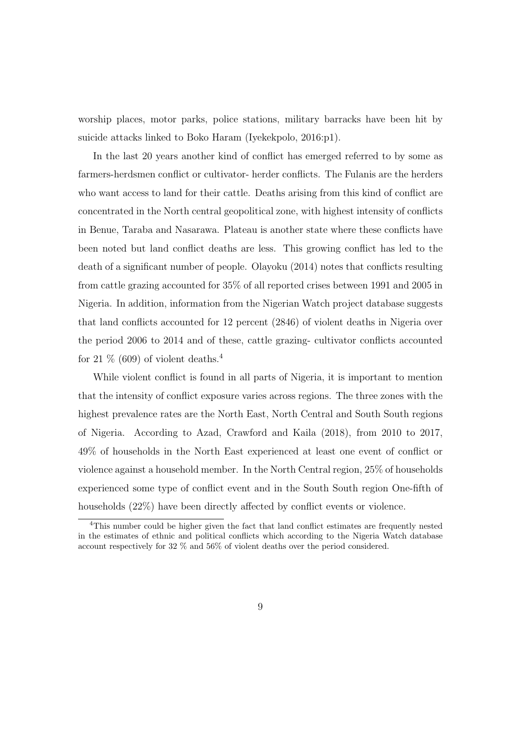worship places, motor parks, police stations, military barracks have been hit by suicide attacks linked to Boko Haram (Iyekekpolo, 2016:p1).

In the last 20 years another kind of conflict has emerged referred to by some as farmers-herdsmen conflict or cultivator- herder conflicts. The Fulanis are the herders who want access to land for their cattle. Deaths arising from this kind of conflict are concentrated in the North central geopolitical zone, with highest intensity of conflicts in Benue, Taraba and Nasarawa. Plateau is another state where these conflicts have been noted but land conflict deaths are less. This growing conflict has led to the death of a significant number of people. Olayoku (2014) notes that conflicts resulting from cattle grazing accounted for 35% of all reported crises between 1991 and 2005 in Nigeria. In addition, information from the Nigerian Watch project database suggests that land conflicts accounted for 12 percent (2846) of violent deaths in Nigeria over the period 2006 to 2014 and of these, cattle grazing- cultivator conflicts accounted for 21 % (609) of violent deaths.[4]

While violent conflict is found in all parts of Nigeria, it is important to mention that the intensity of conflict exposure varies across regions. The three zones with the highest prevalence rates are the North East, North Central and South South regions of Nigeria. According to Azad, Crawford and Kaila (2018), from 2010 to 2017, 49% of households in the North East experienced at least one event of conflict or violence against a household member. In the North Central region, 25% of households experienced some type of conflict event and in the South South region One-fifth of households (22%) have been directly affected by conflict events or violence.

[4]This number could be higher given the fact that land conflict estimates are frequently nested in the estimates of ethnic and political conflicts which according to the Nigeria Watch database account respectively for 32 % and 56% of violent deaths over the period considered.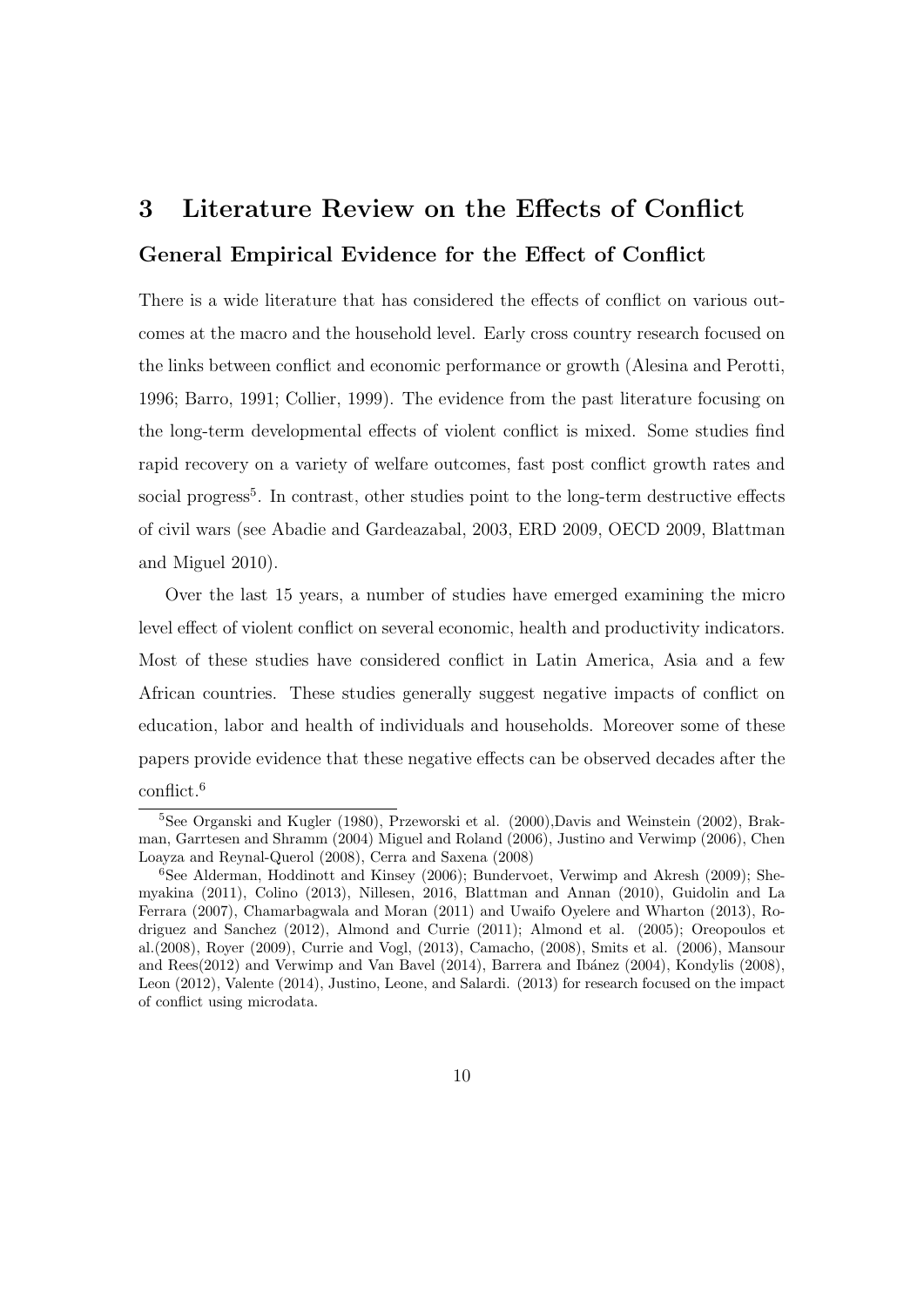# 3 Literature Review on the Effects of Conflict

## General Empirical Evidence for the Effect of Conflict

There is a wide literature that has considered the effects of conflict on various outcomes at the macro and the household level. Early cross country research focused on the links between conflict and economic performance or growth (Alesina and Perotti, 1996; Barro, 1991; Collier, 1999). The evidence from the past literature focusing on the long-term developmental effects of violent conflict is mixed. Some studies find rapid recovery on a variety of welfare outcomes, fast post conflict growth rates and social progress[5]. In contrast, other studies point to the long-term destructive effects of civil wars (see Abadie and Gardeazabal, 2003, ERD 2009, OECD 2009, Blattman and Miguel 2010).

Over the last 15 years, a number of studies have emerged examining the micro level effect of violent conflict on several economic, health and productivity indicators. Most of these studies have considered conflict in Latin America, Asia and a few African countries. These studies generally suggest negative impacts of conflict on education, labor and health of individuals and households. Moreover some of these papers provide evidence that these negative effects can be observed decades after the conflict.[6]

[5]See Organski and Kugler (1980), Przeworski et al. (2000),Davis and Weinstein (2002), Brakman, Garrtesen and Shramm (2004) Miguel and Roland (2006), Justino and Verwimp (2006), Chen Loayza and Reynal-Querol (2008), Cerra and Saxena (2008)

[6]See Alderman, Hoddinott and Kinsey (2006); Bundervoet, Verwimp and Akresh (2009); Shemyakina (2011), Colino (2013), Nillesen, 2016, Blattman and Annan (2010), Guidolin and La Ferrara (2007), Chamarbagwala and Moran (2011) and Uwaifo Oyelere and Wharton (2013), Rodriguez and Sanchez (2012), Almond and Currie (2011); Almond et al. (2005); Oreopoulos et al.(2008), Royer (2009), Currie and Vogl, (2013), Camacho, (2008), Smits et al. (2006), Mansour and Rees(2012) and Verwimp and Van Bavel (2014), Barrera and Ibánez (2004), Kondylis (2008), Leon (2012), Valente (2014), Justino, Leone, and Salardi. (2013) for research focused on the impact of conflict using microdata.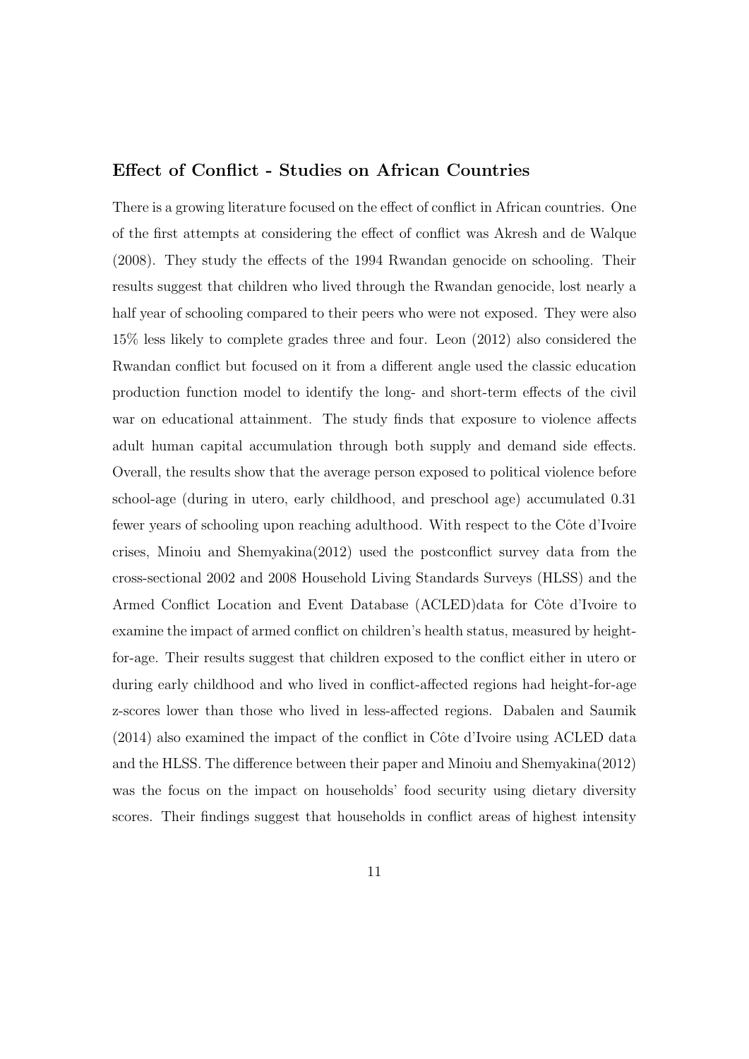### Effect of Conflict - Studies on African Countries

There is a growing literature focused on the effect of conflict in African countries. One of the first attempts at considering the effect of conflict was Akresh and de Walque (2008). They study the effects of the 1994 Rwandan genocide on schooling. Their results suggest that children who lived through the Rwandan genocide, lost nearly a half year of schooling compared to their peers who were not exposed. They were also 15% less likely to complete grades three and four. Leon (2012) also considered the Rwandan conflict but focused on it from a different angle used the classic education production function model to identify the long- and short-term effects of the civil war on educational attainment. The study finds that exposure to violence affects adult human capital accumulation through both supply and demand side effects. Overall, the results show that the average person exposed to political violence before school-age (during in utero, early childhood, and preschool age) accumulated 0.31 fewer years of schooling upon reaching adulthood. With respect to the Côte d'Ivoire crises, Minoiu and Shemyakina(2012) used the postconflict survey data from the cross-sectional 2002 and 2008 Household Living Standards Surveys (HLSS) and the Armed Conflict Location and Event Database (ACLED)data for Côte d'Ivoire to examine the impact of armed conflict on children's health status, measured by height-for-age. Their results suggest that children exposed to the conflict either in utero or during early childhood and who lived in conflict-affected regions had height-for-age z-scores lower than those who lived in less-affected regions. Dabalen and Saumik (2014) also examined the impact of the conflict in Côte d'Ivoire using ACLED data and the HLSS. The difference between their paper and Minoiu and Shemyakina(2012) was the focus on the impact on households' food security using dietary diversity scores. Their findings suggest that households in conflict areas of highest intensity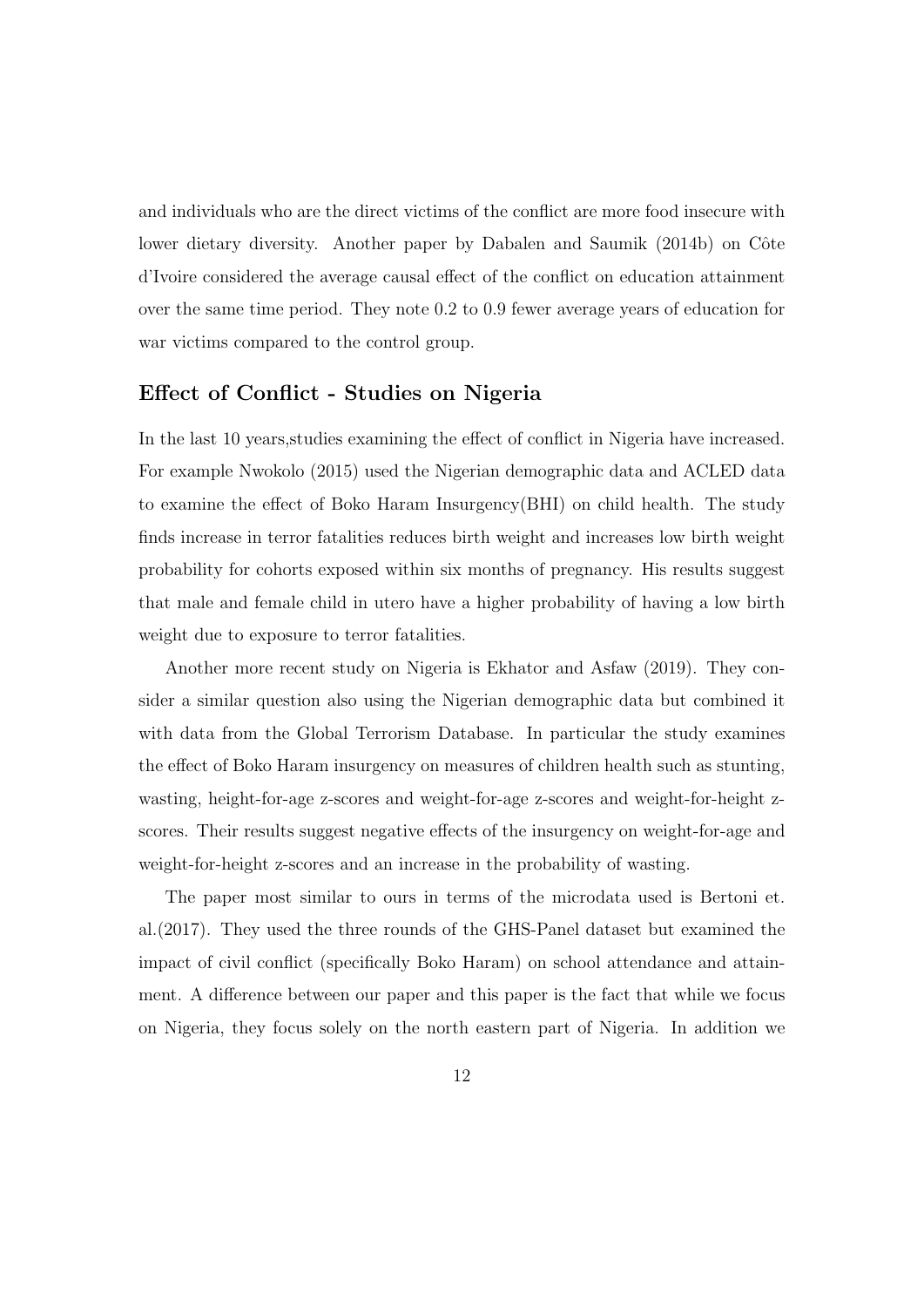and individuals who are the direct victims of the conflict are more food insecure with lower dietary diversity. Another paper by Dabalen and Saumik (2014b) on Côte d'Ivoire considered the average causal effect of the conflict on education attainment over the same time period. They note 0.2 to 0.9 fewer average years of education for war victims compared to the control group.

## Effect of Conflict - Studies on Nigeria

In the last 10 years,studies examining the effect of conflict in Nigeria have increased. For example Nwokolo (2015) used the Nigerian demographic data and ACLED data to examine the effect of Boko Haram Insurgency(BHI) on child health. The study finds increase in terror fatalities reduces birth weight and increases low birth weight probability for cohorts exposed within six months of pregnancy. His results suggest that male and female child in utero have a higher probability of having a low birth weight due to exposure to terror fatalities.

Another more recent study on Nigeria is Ekhator and Asfaw (2019). They consider a similar question also using the Nigerian demographic data but combined it with data from the Global Terrorism Database. In particular the study examines the effect of Boko Haram insurgency on measures of children health such as stunting, wasting, height-for-age z-scores and weight-for-age z-scores and weight-for-height z-scores. Their results suggest negative effects of the insurgency on weight-for-age and weight-for-height z-scores and an increase in the probability of wasting.

The paper most similar to ours in terms of the microdata used is Bertoni et. al.(2017). They used the three rounds of the GHS-Panel dataset but examined the impact of civil conflict (specifically Boko Haram) on school attendance and attainment. A difference between our paper and this paper is the fact that while we focus on Nigeria, they focus solely on the north eastern part of Nigeria. In addition we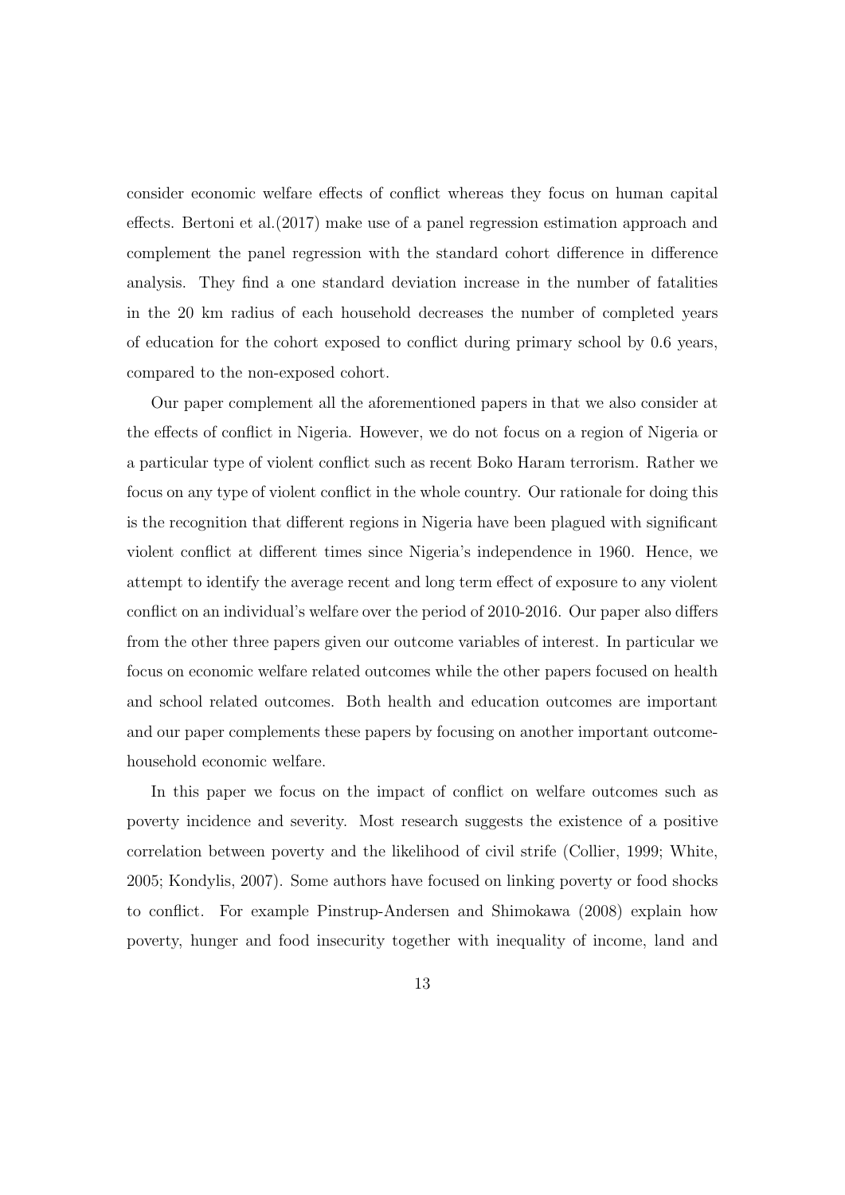consider economic welfare effects of conflict whereas they focus on human capital effects. Bertoni et al.(2017) make use of a panel regression estimation approach and complement the panel regression with the standard cohort difference in difference analysis. They find a one standard deviation increase in the number of fatalities in the 20 km radius of each household decreases the number of completed years of education for the cohort exposed to conflict during primary school by 0.6 years, compared to the non-exposed cohort.

Our paper complement all the aforementioned papers in that we also consider at the effects of conflict in Nigeria. However, we do not focus on a region of Nigeria or a particular type of violent conflict such as recent Boko Haram terrorism. Rather we focus on any type of violent conflict in the whole country. Our rationale for doing this is the recognition that different regions in Nigeria have been plagued with significant violent conflict at different times since Nigeria's independence in 1960. Hence, we attempt to identify the average recent and long term effect of exposure to any violent conflict on an individual's welfare over the period of 2010-2016. Our paper also differs from the other three papers given our outcome variables of interest. In particular we focus on economic welfare related outcomes while the other papers focused on health and school related outcomes. Both health and education outcomes are important and our paper complements these papers by focusing on another important outcome-household economic welfare.

In this paper we focus on the impact of conflict on welfare outcomes such as poverty incidence and severity. Most research suggests the existence of a positive correlation between poverty and the likelihood of civil strife (Collier, 1999; White, 2005; Kondylis, 2007). Some authors have focused on linking poverty or food shocks to conflict. For example Pinstrup-Andersen and Shimokawa (2008) explain how poverty, hunger and food insecurity together with inequality of income, land and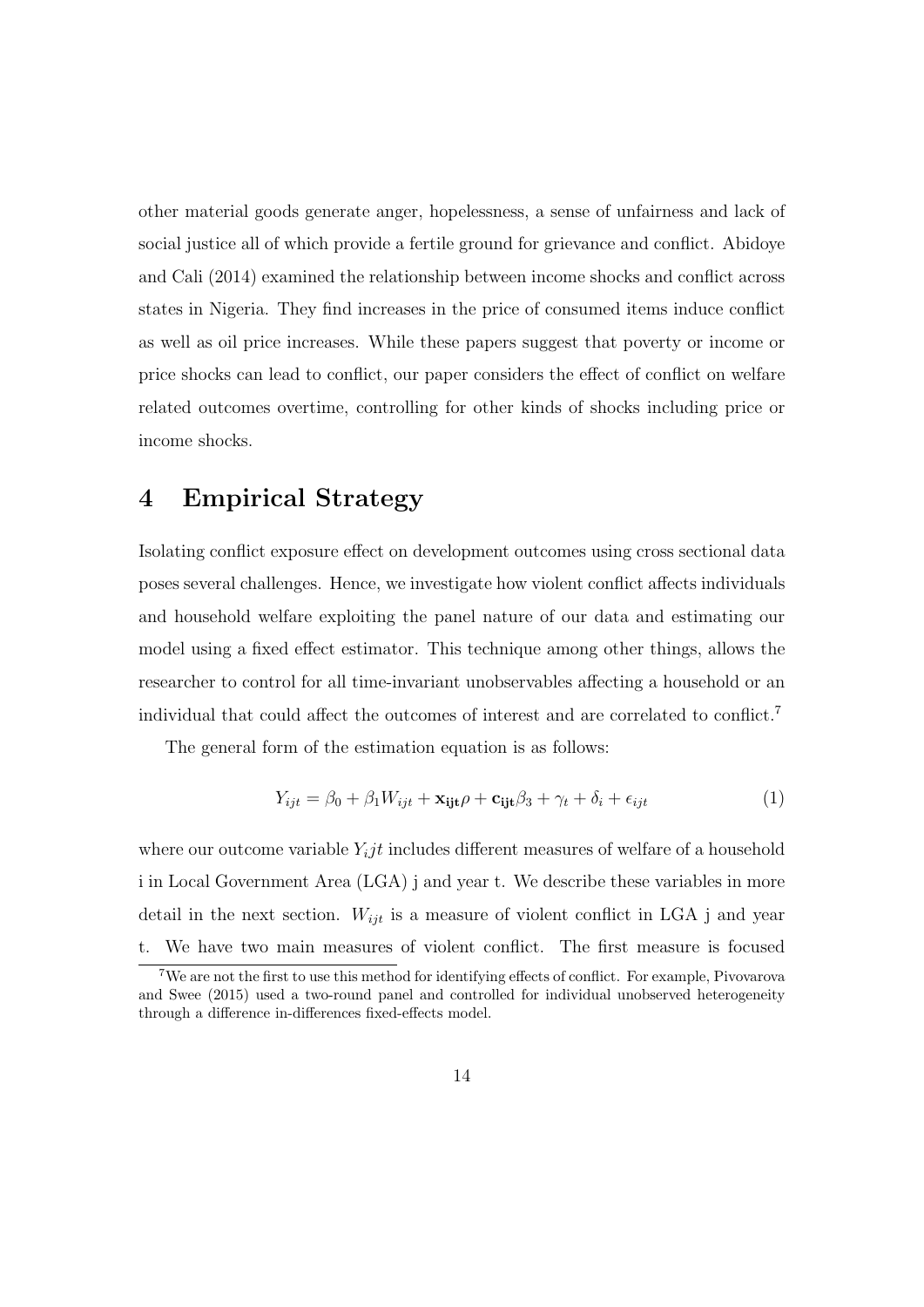other material goods generate anger, hopelessness, a sense of unfairness and lack of social justice all of which provide a fertile ground for grievance and conflict. Abidoye and Cali (2014) examined the relationship between income shocks and conflict across states in Nigeria. They find increases in the price of consumed items induce conflict as well as oil price increases. While these papers suggest that poverty or income or price shocks can lead to conflict, our paper considers the effect of conflict on welfare related outcomes overtime, controlling for other kinds of shocks including price or income shocks.

## 4 Empirical Strategy

Isolating conflict exposure effect on development outcomes using cross sectional data poses several challenges. Hence, we investigate how violent conflict affects individuals and household welfare exploiting the panel nature of our data and estimating our model using a fixed effect estimator. This technique among other things, allows the researcher to control for all time-invariant unobservables affecting a household or an individual that could affect the outcomes of interest and are correlated to conflict.[7]

The general form of the estimation equation is as follows:

$$Y_{ijt} = \beta_0 + \beta_1 W_{ijt} + \mathbf{x_{ijt}}\rho + \mathbf{c_{ijt}}\beta_3 + \gamma_t + \delta_i + \epsilon_{ijt} \quad (1)$$

where our outcome variable $Y_ijt$ includes different measures of welfare of a household i in Local Government Area (LGA) j and year t. We describe these variables in more detail in the next section. $W_{ijt}$ is a measure of violent conflict in LGA j and year t. We have two main measures of violent conflict. The first measure is focused

[7]We are not the first to use this method for identifying effects of conflict. For example, Pivovarova and Swee (2015) used a two-round panel and controlled for individual unobserved heterogeneity through a difference in-differences fixed-effects model.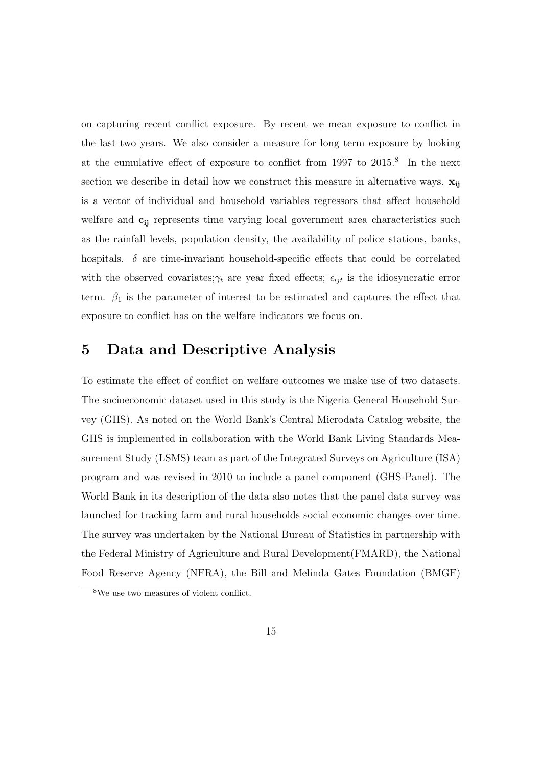on capturing recent conflict exposure. By recent we mean exposure to conflict in the last two years. We also consider a measure for long term exposure by looking at the cumulative effect of exposure to conflict from 1997 to 2015.[8] In the next section we describe in detail how we construct this measure in alternative ways. $\mathbf{x_{ij}}$ is a vector of individual and household variables regressors that affect household welfare and $\mathbf{c_{ij}}$ represents time varying local government area characteristics such as the rainfall levels, population density, the availability of police stations, banks, hospitals. $\delta$ are time-invariant household-specific effects that could be correlated with the observed covariates;$\gamma_t$ are year fixed effects; $\epsilon_{ijt}$ is the idiosyncratic error term. $\beta_1$ is the parameter of interest to be estimated and captures the effect that exposure to conflict has on the welfare indicators we focus on.

# 5 Data and Descriptive Analysis

To estimate the effect of conflict on welfare outcomes we make use of two datasets. The socioeconomic dataset used in this study is the Nigeria General Household Survey (GHS). As noted on the World Bank's Central Microdata Catalog website, the GHS is implemented in collaboration with the World Bank Living Standards Measurement Study (LSMS) team as part of the Integrated Surveys on Agriculture (ISA) program and was revised in 2010 to include a panel component (GHS-Panel). The World Bank in its description of the data also notes that the panel data survey was launched for tracking farm and rural households social economic changes over time. The survey was undertaken by the National Bureau of Statistics in partnership with the Federal Ministry of Agriculture and Rural Development(FMARD), the National Food Reserve Agency (NFRA), the Bill and Melinda Gates Foundation (BMGF)

[8] We use two measures of violent conflict.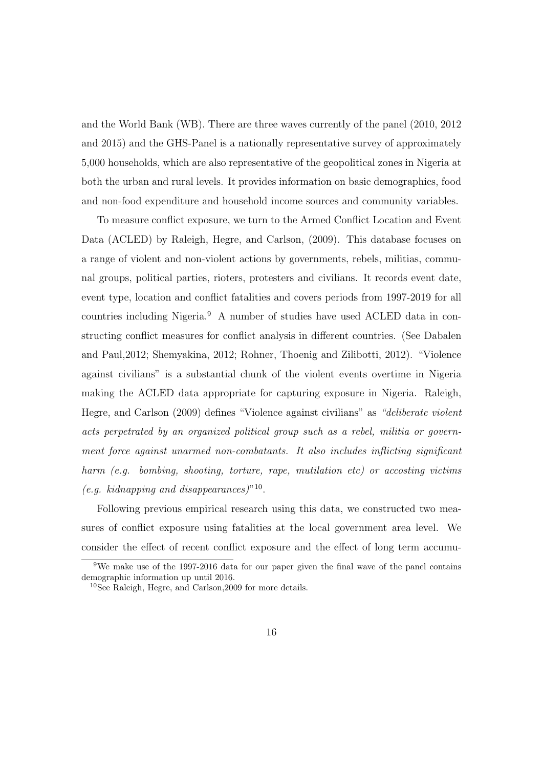and the World Bank (WB). There are three waves currently of the panel (2010, 2012 and 2015) and the GHS-Panel is a nationally representative survey of approximately 5,000 households, which are also representative of the geopolitical zones in Nigeria at both the urban and rural levels. It provides information on basic demographics, food and non-food expenditure and household income sources and community variables.

To measure conflict exposure, we turn to the Armed Conflict Location and Event Data (ACLED) by Raleigh, Hegre, and Carlson, (2009). This database focuses on a range of violent and non-violent actions by governments, rebels, militias, communal groups, political parties, rioters, protesters and civilians. It records event date, event type, location and conflict fatalities and covers periods from 1997-2019 for all countries including Nigeria.[9] A number of studies have used ACLED data in constructing conflict measures for conflict analysis in different countries. (See Dabalen and Paul,2012; Shemyakina, 2012; Rohner, Thoenig and Zilibotti, 2012). "Violence against civilians" is a substantial chunk of the violent events overtime in Nigeria making the ACLED data appropriate for capturing exposure in Nigeria. Raleigh, Hegre, and Carlson (2009) defines "Violence against civilians" as *"deliberate violent acts perpetrated by an organized political group such as a rebel, militia or government force against unarmed non-combatants. It also includes inflicting significant harm (e.g. bombing, shooting, torture, rape, mutilation etc) or accosting victims (e.g. kidnapping and disappearances)"*[10].

Following previous empirical research using this data, we constructed two measures of conflict exposure using fatalities at the local government area level. We consider the effect of recent conflict exposure and the effect of long term accumu-

[9] We make use of the 1997-2016 data for our paper given the final wave of the panel contains demographic information up until 2016.

[10] See Raleigh, Hegre, and Carlson,2009 for more details.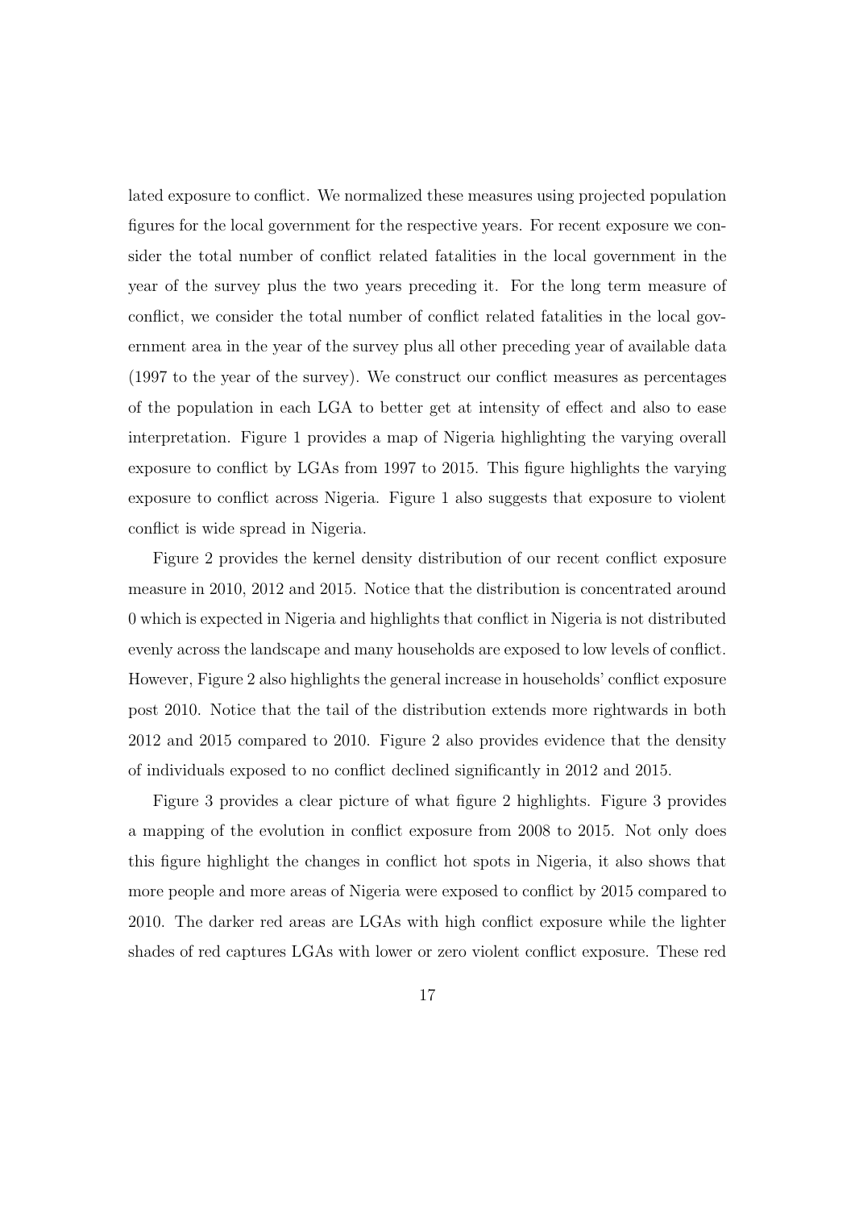lated exposure to conflict. We normalized these measures using projected population figures for the local government for the respective years. For recent exposure we consider the total number of conflict related fatalities in the local government in the year of the survey plus the two years preceding it. For the long term measure of conflict, we consider the total number of conflict related fatalities in the local government area in the year of the survey plus all other preceding year of available data (1997 to the year of the survey). We construct our conflict measures as percentages of the population in each LGA to better get at intensity of effect and also to ease interpretation. Figure 1 provides a map of Nigeria highlighting the varying overall exposure to conflict by LGAs from 1997 to 2015. This figure highlights the varying exposure to conflict across Nigeria. Figure 1 also suggests that exposure to violent conflict is wide spread in Nigeria.

Figure 2 provides the kernel density distribution of our recent conflict exposure measure in 2010, 2012 and 2015. Notice that the distribution is concentrated around 0 which is expected in Nigeria and highlights that conflict in Nigeria is not distributed evenly across the landscape and many households are exposed to low levels of conflict. However, Figure 2 also highlights the general increase in households' conflict exposure post 2010. Notice that the tail of the distribution extends more rightwards in both 2012 and 2015 compared to 2010. Figure 2 also provides evidence that the density of individuals exposed to no conflict declined significantly in 2012 and 2015.

Figure 3 provides a clear picture of what figure 2 highlights. Figure 3 provides a mapping of the evolution in conflict exposure from 2008 to 2015. Not only does this figure highlight the changes in conflict hot spots in Nigeria, it also shows that more people and more areas of Nigeria were exposed to conflict by 2015 compared to 2010. The darker red areas are LGAs with high conflict exposure while the lighter shades of red captures LGAs with lower or zero violent conflict exposure. These red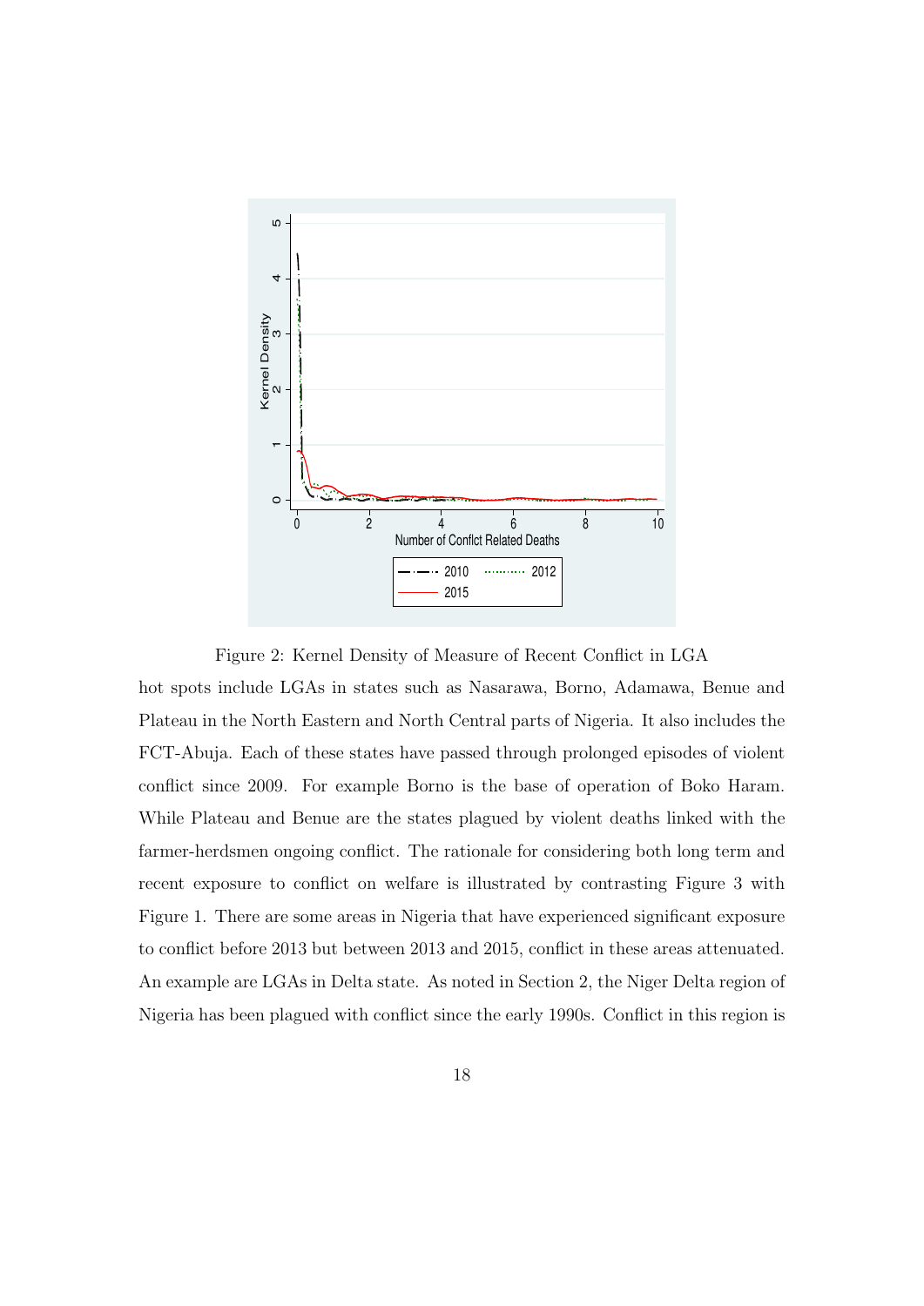Figure 2: Kernel Density of Measure of Recent Conflict in LGA

hot spots include LGAs in states such as Nasarawa, Borno, Adamawa, Benue and Plateau in the North Eastern and North Central parts of Nigeria. It also includes the FCT-Abuja. Each of these states have passed through prolonged episodes of violent conflict since 2009. For example Borno is the base of operation of Boko Haram. While Plateau and Benue are the states plagued by violent deaths linked with the farmer-herdsmen ongoing conflict. The rationale for considering both long term and recent exposure to conflict on welfare is illustrated by contrasting Figure 3 with Figure 1. There are some areas in Nigeria that have experienced significant exposure to conflict before 2013 but between 2013 and 2015, conflict in these areas attenuated. An example are LGAs in Delta state. As noted in Section 2, the Niger Delta region of Nigeria has been plagued with conflict since the early 1990s. Conflict in this region is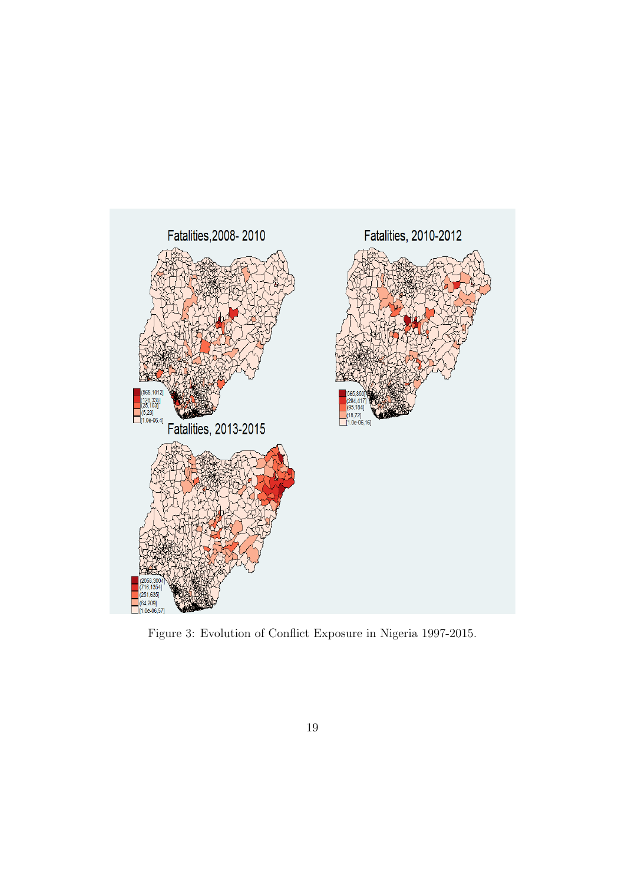Figure 3: Evolution of Conflict Exposure in Nigeria 1997-2015.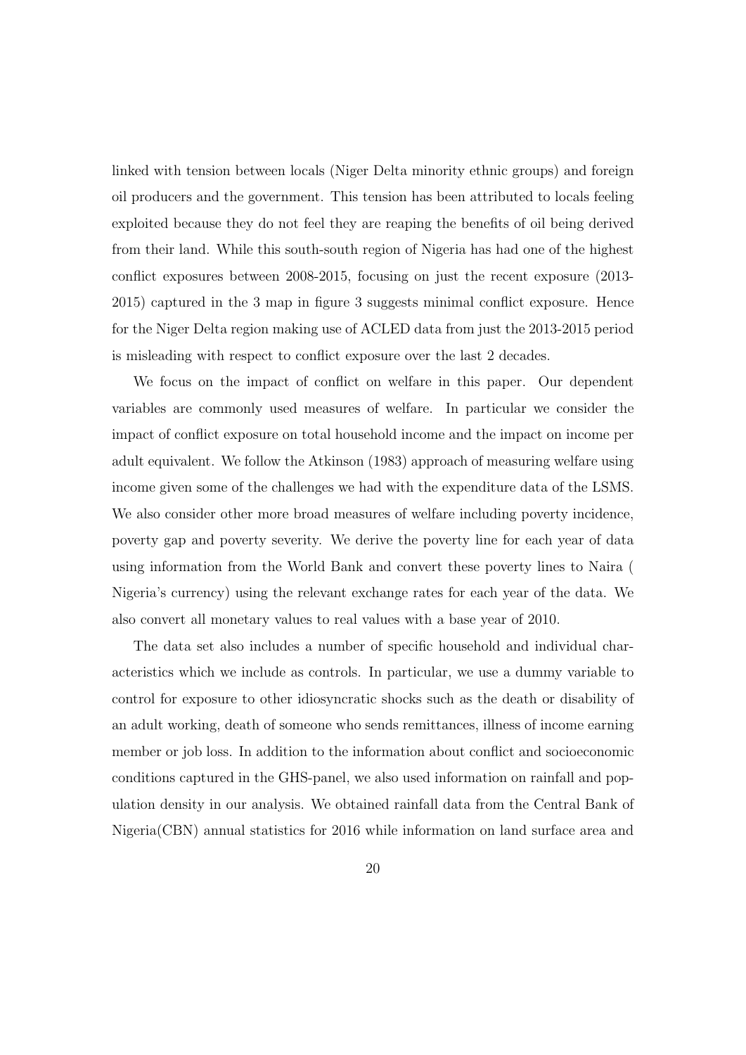linked with tension between locals (Niger Delta minority ethnic groups) and foreign oil producers and the government. This tension has been attributed to locals feeling exploited because they do not feel they are reaping the benefits of oil being derived from their land. While this south-south region of Nigeria has had one of the highest conflict exposures between 2008-2015, focusing on just the recent exposure (2013-2015) captured in the 3 map in figure 3 suggests minimal conflict exposure. Hence for the Niger Delta region making use of ACLED data from just the 2013-2015 period is misleading with respect to conflict exposure over the last 2 decades.

We focus on the impact of conflict on welfare in this paper. Our dependent variables are commonly used measures of welfare. In particular we consider the impact of conflict exposure on total household income and the impact on income per adult equivalent. We follow the Atkinson (1983) approach of measuring welfare using income given some of the challenges we had with the expenditure data of the LSMS. We also consider other more broad measures of welfare including poverty incidence, poverty gap and poverty severity. We derive the poverty line for each year of data using information from the World Bank and convert these poverty lines to Naira ( Nigeria's currency) using the relevant exchange rates for each year of the data. We also convert all monetary values to real values with a base year of 2010.

The data set also includes a number of specific household and individual characteristics which we include as controls. In particular, we use a dummy variable to control for exposure to other idiosyncratic shocks such as the death or disability of an adult working, death of someone who sends remittances, illness of income earning member or job loss. In addition to the information about conflict and socioeconomic conditions captured in the GHS-panel, we also used information on rainfall and population density in our analysis. We obtained rainfall data from the Central Bank of Nigeria(CBN) annual statistics for 2016 while information on land surface area and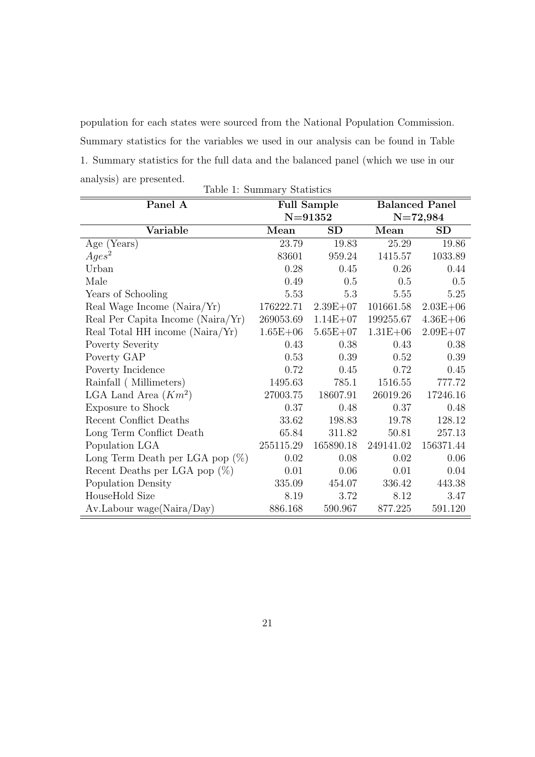population for each states were sourced from the National Population Commission. Summary statistics for the variables we used in our analysis can be found in Table 1. Summary statistics for the full data and the balanced panel (which we use in our analysis) are presented.

Table 1: Summary Statistics

| **Panel A** | **Full Sample** | | **Balanced Panel** | |
|---|---|---|---|---|
| | **N=91352** | | **N=72,984** | |
| **Variable** | **Mean** | **SD** | **Mean** | **SD** |
| Age (Years) | 23.79 | 19.83 | 25.29 | 19.86 |
| $Ages^2$ | 83601 | 959.24 | 1415.57 | 1033.89 |
| Urban | 0.28 | 0.45 | 0.26 | 0.44 |
| Male | 0.49 | 0.5 | 0.5 | 0.5 |
| Years of Schooling | 5.53 | 5.3 | 5.55 | 5.25 |
| Real Wage Income (Naira/Yr) | 176222.71 | 2.39E+07 | 101661.58 | 2.03E+06 |
| Real Per Capita Income (Naira/Yr) | 269053.69 | 1.14E+07 | 199255.67 | 4.36E+06 |
| Real Total HH income (Naira/Yr) | 1.65E+06 | 5.65E+07 | 1.31E+06 | 2.09E+07 |
| Poverty Severity | 0.43 | 0.38 | 0.43 | 0.38 |
| Poverty GAP | 0.53 | 0.39 | 0.52 | 0.39 |
| Poverty Incidence | 0.72 | 0.45 | 0.72 | 0.45 |
| Rainfall ( Millimeters) | 1495.63 | 785.1 | 1516.55 | 777.72 |
| LGA Land Area ($Km^2$) | 27003.75 | 18607.91 | 26019.26 | 17246.16 |
| Exposure to Shock | 0.37 | 0.48 | 0.37 | 0.48 |
| Recent Conflict Deaths | 33.62 | 198.83 | 19.78 | 128.12 |
| Long Term Conflict Death | 65.84 | 311.82 | 50.81 | 257.13 |
| Population LGA | 255115.29 | 165890.18 | 249141.02 | 156371.44 |
| Long Term Death per LGA pop (%) | 0.02 | 0.08 | 0.02 | 0.06 |
| Recent Deaths per LGA pop (%) | 0.01 | 0.06 | 0.01 | 0.04 |
| Population Density | 335.09 | 454.07 | 336.42 | 443.38 |
| HouseHold Size | 8.19 | 3.72 | 8.12 | 3.47 |
| Av.Labour wage(Naira/Day) | 886.168 | 590.967 | 877.225 | 591.120 |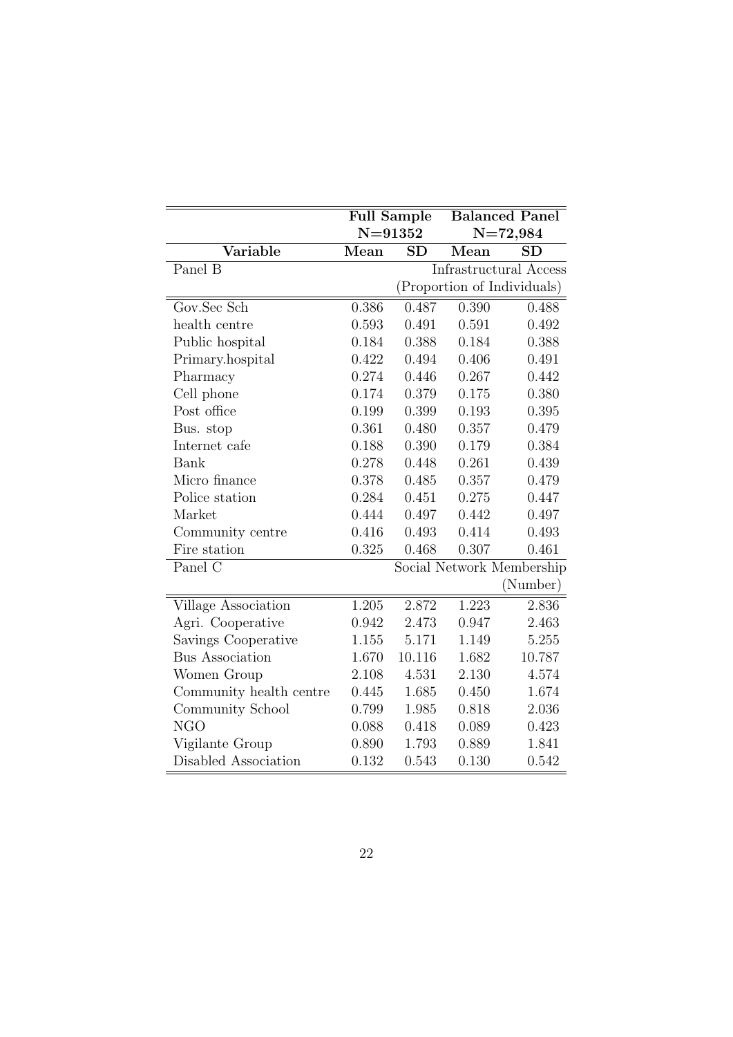| | Full Sample | | Balanced Panel | |
|---|---|---|---|---|
| | N=91352 | | N=72,984 | |
| **Variable** | **Mean** | **SD** | **Mean** | **SD** |
| Panel B | | Infrastructural Access (Proportion of Individuals) | | |
| Gov.Sec Sch | 0.386 | 0.487 | 0.390 | 0.488 |
| health centre | 0.593 | 0.491 | 0.591 | 0.492 |
| Public hospital | 0.184 | 0.388 | 0.184 | 0.388 |
| Primary.hospital | 0.422 | 0.494 | 0.406 | 0.491 |
| Pharmacy | 0.274 | 0.446 | 0.267 | 0.442 |
| Cell phone | 0.174 | 0.379 | 0.175 | 0.380 |
| Post office | 0.199 | 0.399 | 0.193 | 0.395 |
| Bus. stop | 0.361 | 0.480 | 0.357 | 0.479 |
| Internet cafe | 0.188 | 0.390 | 0.179 | 0.384 |
| Bank | 0.278 | 0.448 | 0.261 | 0.439 |
| Micro finance | 0.378 | 0.485 | 0.357 | 0.479 |
| Police station | 0.284 | 0.451 | 0.275 | 0.447 |
| Market | 0.444 | 0.497 | 0.442 | 0.497 |
| Community centre | 0.416 | 0.493 | 0.414 | 0.493 |
| Fire station | 0.325 | 0.468 | 0.307 | 0.461 |
| Panel C | | Social Network Membership (Number) | | |
| Village Association | 1.205 | 2.872 | 1.223 | 2.836 |
| Agri. Cooperative | 0.942 | 2.473 | 0.947 | 2.463 |
| Savings Cooperative | 1.155 | 5.171 | 1.149 | 5.255 |
| Bus Association | 1.670 | 10.116 | 1.682 | 10.787 |
| Women Group | 2.108 | 4.531 | 2.130 | 4.574 |
| Community health centre | 0.445 | 1.685 | 0.450 | 1.674 |
| Community School | 0.799 | 1.985 | 0.818 | 2.036 |
| NGO | 0.088 | 0.418 | 0.089 | 0.423 |
| Vigilante Group | 0.890 | 1.793 | 0.889 | 1.841 |
| Disabled Association | 0.132 | 0.543 | 0.130 | 0.542 |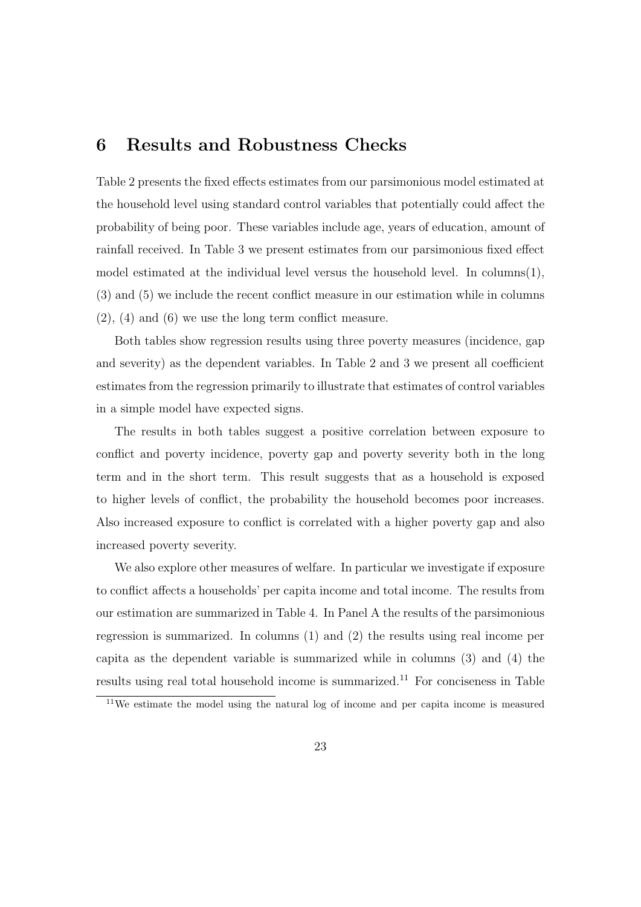# 6 Results and Robustness Checks

Table 2 presents the fixed effects estimates from our parsimonious model estimated at the household level using standard control variables that potentially could affect the probability of being poor. These variables include age, years of education, amount of rainfall received. In Table 3 we present estimates from our parsimonious fixed effect model estimated at the individual level versus the household level. In columns(1), (3) and (5) we include the recent conflict measure in our estimation while in columns (2), (4) and (6) we use the long term conflict measure.

Both tables show regression results using three poverty measures (incidence, gap and severity) as the dependent variables. In Table 2 and 3 we present all coefficient estimates from the regression primarily to illustrate that estimates of control variables in a simple model have expected signs.

The results in both tables suggest a positive correlation between exposure to conflict and poverty incidence, poverty gap and poverty severity both in the long term and in the short term. This result suggests that as a household is exposed to higher levels of conflict, the probability the household becomes poor increases. Also increased exposure to conflict is correlated with a higher poverty gap and also increased poverty severity.

We also explore other measures of welfare. In particular we investigate if exposure to conflict affects a households' per capita income and total income. The results from our estimation are summarized in Table 4. In Panel A the results of the parsimonious regression is summarized. In columns (1) and (2) the results using real income per capita as the dependent variable is summarized while in columns (3) and (4) the results using real total household income is summarized.[11] For conciseness in Table

[11] We estimate the model using the natural log of income and per capita income is measured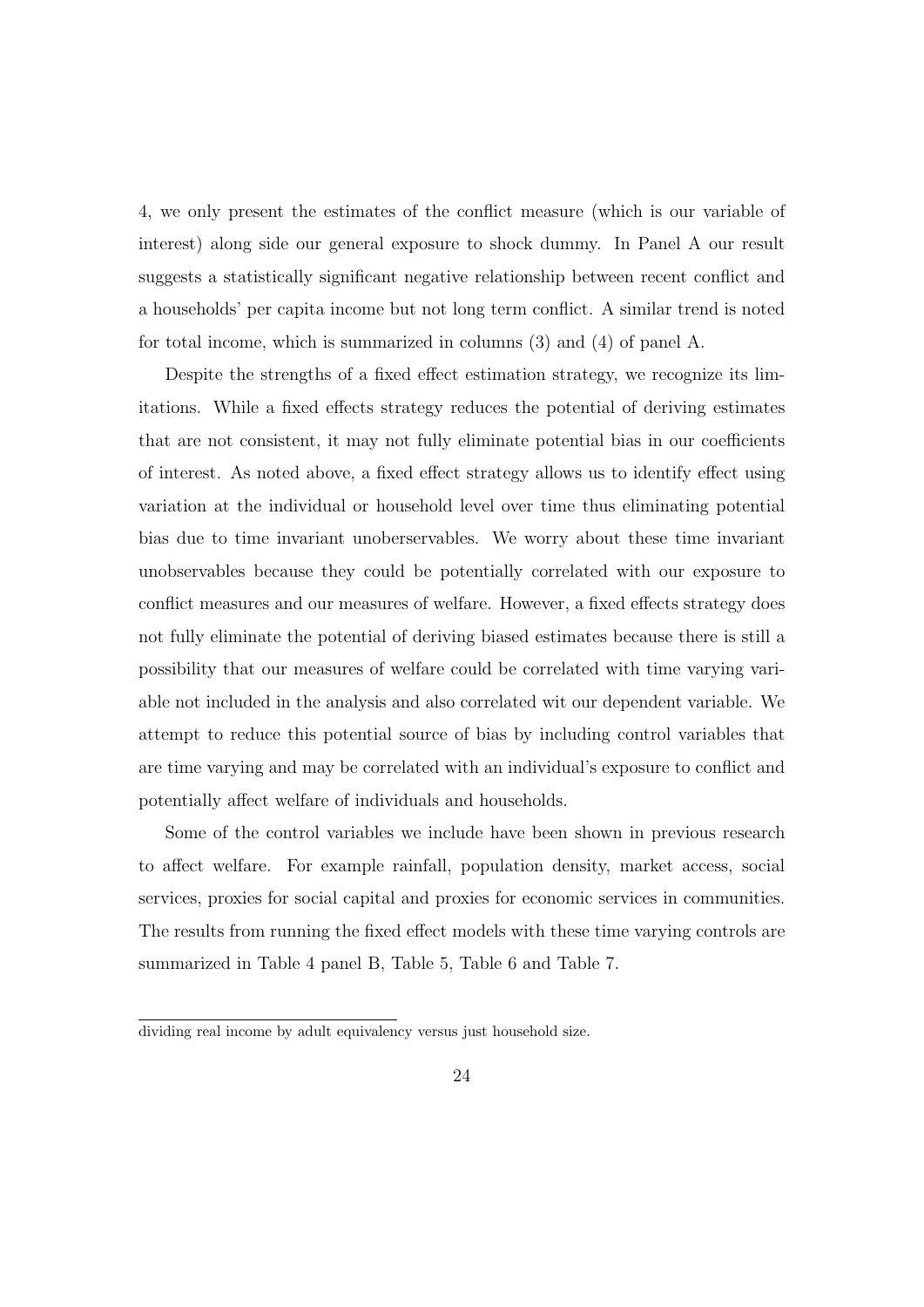4, we only present the estimates of the conflict measure (which is our variable of interest) along side our general exposure to shock dummy. In Panel A our result suggests a statistically significant negative relationship between recent conflict and a households' per capita income but not long term conflict. A similar trend is noted for total income, which is summarized in columns (3) and (4) of panel A.

Despite the strengths of a fixed effect estimation strategy, we recognize its limitations. While a fixed effects strategy reduces the potential of deriving estimates that are not consistent, it may not fully eliminate potential bias in our coefficients of interest. As noted above, a fixed effect strategy allows us to identify effect using variation at the individual or household level over time thus eliminating potential bias due to time invariant unoberservables. We worry about these time invariant unobservables because they could be potentially correlated with our exposure to conflict measures and our measures of welfare. However, a fixed effects strategy does not fully eliminate the potential of deriving biased estimates because there is still a possibility that our measures of welfare could be correlated with time varying variable not included in the analysis and also correlated wit our dependent variable. We attempt to reduce this potential source of bias by including control variables that are time varying and may be correlated with an individual's exposure to conflict and potentially affect welfare of individuals and households.

Some of the control variables we include have been shown in previous research to affect welfare. For example rainfall, population density, market access, social services, proxies for social capital and proxies for economic services in communities. The results from running the fixed effect models with these time varying controls are summarized in Table 4 panel B, Table 5, Table 6 and Table 7.

---

dividing real income by adult equivalency versus just household size.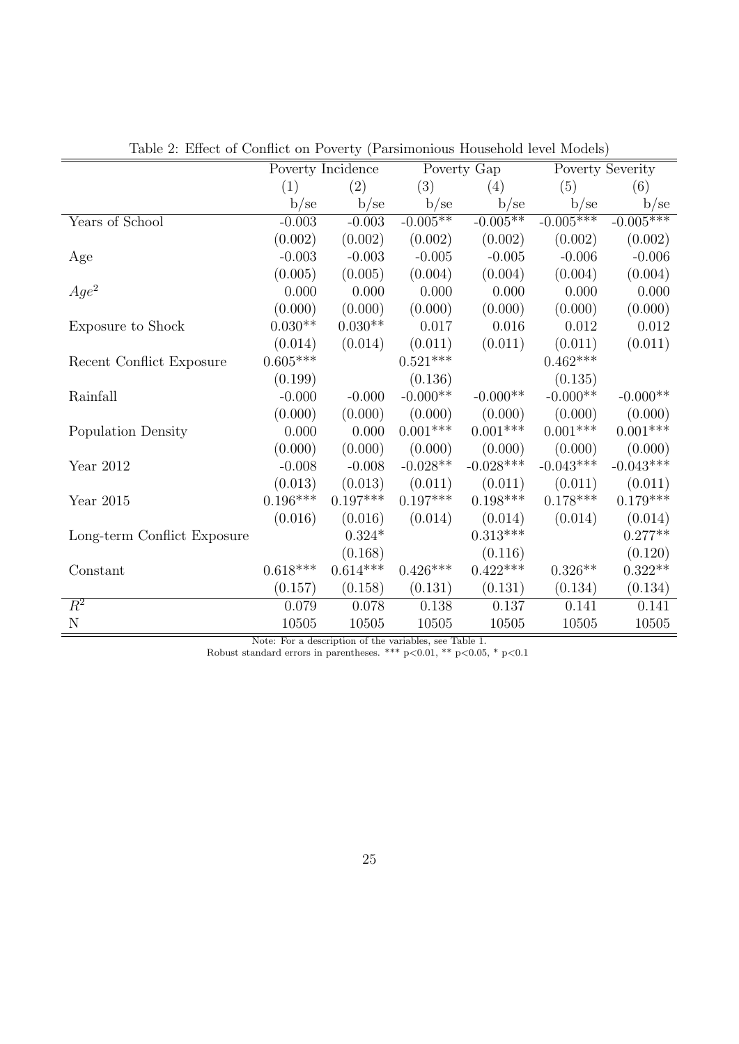Table 2: Effect of Conflict on Poverty (Parsimonious Household level Models)

| | Poverty Incidence | | Poverty Gap | | Poverty Severity | |
|---|---|---|---|---|---|---|
| | (1) | (2) | (3) | (4) | (5) | (6) |
| | b/se | b/se | b/se | b/se | b/se | b/se |
| Years of School | -0.003 | -0.003 | -0.005** | -0.005** | -0.005*** | -0.005*** |
| | (0.002) | (0.002) | (0.002) | (0.002) | (0.002) | (0.002) |
| Age | -0.003 | -0.003 | -0.005 | -0.005 | -0.006 | -0.006 |
| | (0.005) | (0.005) | (0.004) | (0.004) | (0.004) | (0.004) |
| $Age^2$ | 0.000 | 0.000 | 0.000 | 0.000 | 0.000 | 0.000 |
| | (0.000) | (0.000) | (0.000) | (0.000) | (0.000) | (0.000) |
| Exposure to Shock | 0.030** | 0.030** | 0.017 | 0.016 | 0.012 | 0.012 |
| | (0.014) | (0.014) | (0.011) | (0.011) | (0.011) | (0.011) |
| Recent Conflict Exposure | 0.605*** | | 0.521*** | | 0.462*** | |
| | (0.199) | | (0.136) | | (0.135) | |
| Rainfall | -0.000 | -0.000 | -0.000** | -0.000** | -0.000** | -0.000** |
| | (0.000) | (0.000) | (0.000) | (0.000) | (0.000) | (0.000) |
| Population Density | 0.000 | 0.000 | 0.001*** | 0.001*** | 0.001*** | 0.001*** |
| | (0.000) | (0.000) | (0.000) | (0.000) | (0.000) | (0.000) |
| Year 2012 | -0.008 | -0.008 | -0.028** | -0.028*** | -0.043*** | -0.043*** |
| | (0.013) | (0.013) | (0.011) | (0.011) | (0.011) | (0.011) |
| Year 2015 | 0.196*** | 0.197*** | 0.197*** | 0.198*** | 0.178*** | 0.179*** |
| | (0.016) | (0.016) | (0.014) | (0.014) | (0.014) | (0.014) |
| Long-term Conflict Exposure | | 0.324* | | 0.313*** | | 0.277** |
| | | (0.168) | | (0.116) | | (0.120) |
| Constant | 0.618*** | 0.614*** | 0.426*** | 0.422*** | 0.326** | 0.322** |
| | (0.157) | (0.158) | (0.131) | (0.131) | (0.134) | (0.134) |
| $R^2$ | 0.079 | 0.078 | 0.138 | 0.137 | 0.141 | 0.141 |
| N | 10505 | 10505 | 10505 | 10505 | 10505 | 10505 |

Note: For a description of the variables, see Table 1.
Robust standard errors in parentheses. *** $p<0.01$, ** $p<0.05$, * $p<0.1$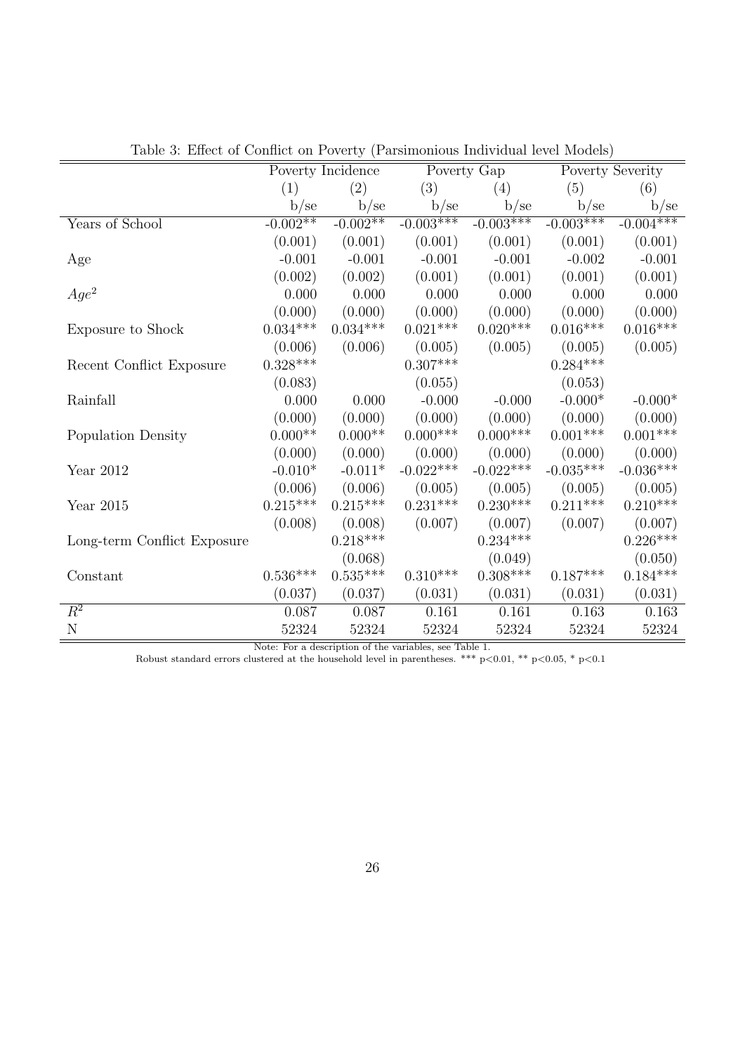Table 3: Effect of Conflict on Poverty (Parsimonious Individual level Models)

| | Poverty Incidence | | Poverty Gap | | Poverty Severity | |
|---|---|---|---|---|---|---|
| | (1) | (2) | (3) | (4) | (5) | (6) |
| | b/se | b/se | b/se | b/se | b/se | b/se |
| Years of School | -0.002** | -0.002** | -0.003*** | -0.003*** | -0.003*** | -0.004*** |
| | (0.001) | (0.001) | (0.001) | (0.001) | (0.001) | (0.001) |
| Age | -0.001 | -0.001 | -0.001 | -0.001 | -0.002 | -0.001 |
| | (0.002) | (0.002) | (0.001) | (0.001) | (0.001) | (0.001) |
| $Age^2$ | 0.000 | 0.000 | 0.000 | 0.000 | 0.000 | 0.000 |
| | (0.000) | (0.000) | (0.000) | (0.000) | (0.000) | (0.000) |
| Exposure to Shock | 0.034*** | 0.034*** | 0.021*** | 0.020*** | 0.016*** | 0.016*** |
| | (0.006) | (0.006) | (0.005) | (0.005) | (0.005) | (0.005) |
| Recent Conflict Exposure | 0.328*** | | 0.307*** | | 0.284*** | |
| | (0.083) | | (0.055) | | (0.053) | |
| Rainfall | 0.000 | 0.000 | -0.000 | -0.000 | -0.000* | -0.000* |
| | (0.000) | (0.000) | (0.000) | (0.000) | (0.000) | (0.000) |
| Population Density | 0.000** | 0.000** | 0.000*** | 0.000*** | 0.001*** | 0.001*** |
| | (0.000) | (0.000) | (0.000) | (0.000) | (0.000) | (0.000) |
| Year 2012 | -0.010* | -0.011* | -0.022*** | -0.022*** | -0.035*** | -0.036*** |
| | (0.006) | (0.006) | (0.005) | (0.005) | (0.005) | (0.005) |
| Year 2015 | 0.215*** | 0.215*** | 0.231*** | 0.230*** | 0.211*** | 0.210*** |
| | (0.008) | (0.008) | (0.007) | (0.007) | (0.007) | (0.007) |
| Long-term Conflict Exposure | | 0.218*** | | 0.234*** | | 0.226*** |
| | | (0.068) | | (0.049) | | (0.050) |
| Constant | 0.536*** | 0.535*** | 0.310*** | 0.308*** | 0.187*** | 0.184*** |
| | (0.037) | (0.037) | (0.031) | (0.031) | (0.031) | (0.031) |
| $R^2$ | 0.087 | 0.087 | 0.161 | 0.161 | 0.163 | 0.163 |
| N | 52324 | 52324 | 52324 | 52324 | 52324 | 52324 |

Note: For a description of the variables, see Table 1.
Robust standard errors clustered at the household level in parentheses. *** p<0.01, ** p<0.05, * p<0.1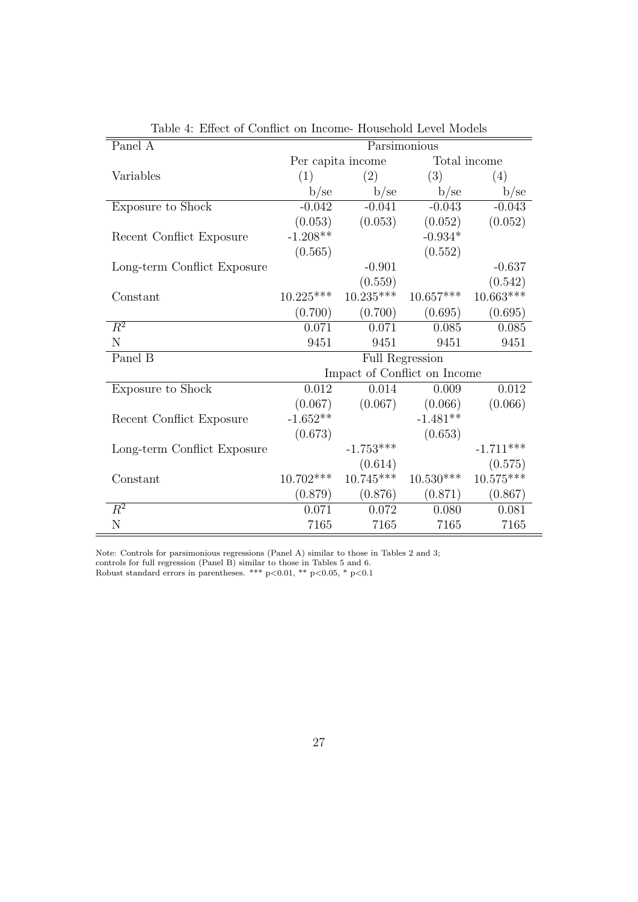Table 4: Effect of Conflict on Income- Household Level Models

| Panel A | Parsimonious | | | |
|---|---|---|---|---|
| | Per capita income | | Total income | |
| Variables | (1) | (2) | (3) | (4) |
| | b/se | b/se | b/se | b/se |
| Exposure to Shock | -0.042 | -0.041 | -0.043 | -0.043 |
| | (0.053) | (0.053) | (0.052) | (0.052) |
| Recent Conflict Exposure | -1.208** | | -0.934* | |
| | (0.565) | | (0.552) | |
| Long-term Conflict Exposure | | -0.901 | | -0.637 |
| | | (0.559) | | (0.542) |
| Constant | 10.225*** | 10.235*** | 10.657*** | 10.663*** |
| | (0.700) | (0.700) | (0.695) | (0.695) |
| $R^2$ | 0.071 | 0.071 | 0.085 | 0.085 |
| N | 9451 | 9451 | 9451 | 9451 |
| **Panel B** | **Full Regression** | | | |
| | Impact of Conflict on Income | | | |
| Exposure to Shock | 0.012 | 0.014 | 0.009 | 0.012 |
| | (0.067) | (0.067) | (0.066) | (0.066) |
| Recent Conflict Exposure | -1.652** | | -1.481** | |
| | (0.673) | | (0.653) | |
| Long-term Conflict Exposure | | -1.753*** | | -1.711*** |
| | | (0.614) | | (0.575) |
| Constant | 10.702*** | 10.745*** | 10.530*** | 10.575*** |
| | (0.879) | (0.876) | (0.871) | (0.867) |
| $R^2$ | 0.071 | 0.072 | 0.080 | 0.081 |
| N | 7165 | 7165 | 7165 | 7165 |

Note: Controls for parsimonious regressions (Panel A) similar to those in Tables 2 and 3; controls for full regression (Panel B) similar to those in Tables 5 and 6.
Robust standard errors in parentheses. *** $p<0.01$, ** $p<0.05$, * $p<0.1$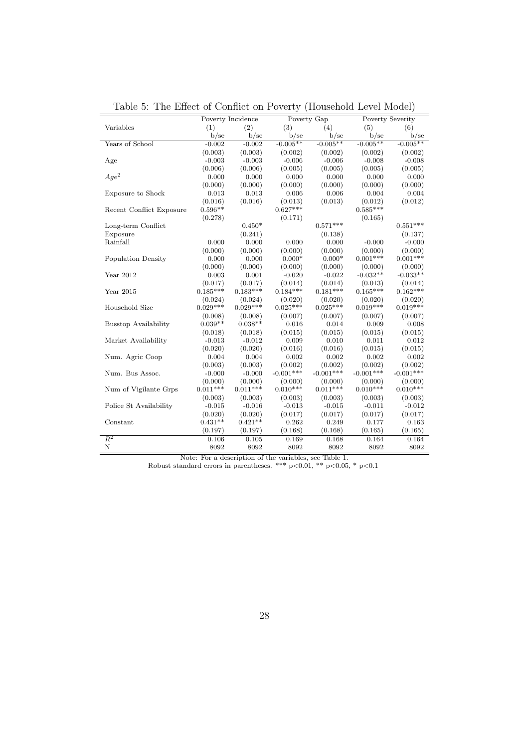Table 5: The Effect of Conflict on Poverty (Household Level Model)

| | Poverty Incidence | | Poverty Gap | | Poverty Severity | |
|---|---|---|---|---|---|---|
| Variables | (1) | (2) | (3) | (4) | (5) | (6) |
| | b/se | b/se | b/se | b/se | b/se | b/se |
| Years of School | -0.002 | -0.002 | -0.005** | -0.005** | -0.005** | -0.005** |
| | (0.003) | (0.003) | (0.002) | (0.002) | (0.002) | (0.002) |
| Age | -0.003 | -0.003 | -0.006 | -0.006 | -0.008 | -0.008 |
| | (0.006) | (0.006) | (0.005) | (0.005) | (0.005) | (0.005) |
| $Age^2$ | 0.000 | 0.000 | 0.000 | 0.000 | 0.000 | 0.000 |
| | (0.000) | (0.000) | (0.000) | (0.000) | (0.000) | (0.000) |
| Exposure to Shock | 0.013 | 0.013 | 0.006 | 0.006 | 0.004 | 0.004 |
| | (0.016) | (0.016) | (0.013) | (0.013) | (0.012) | (0.012) |
| Recent Conflict Exposure | 0.596** | | 0.627*** | | 0.585*** | |
| | (0.278) | | (0.171) | | (0.165) | |
| Long-term Conflict Exposure | | 0.450* | | 0.571*** | | 0.551*** |
| | | (0.241) | | (0.138) | | (0.137) |
| Rainfall | 0.000 | 0.000 | 0.000 | 0.000 | -0.000 | -0.000 |
| | (0.000) | (0.000) | (0.000) | (0.000) | (0.000) | (0.000) |
| Population Density | 0.000 | 0.000 | 0.000* | 0.000* | 0.001*** | 0.001*** |
| | (0.000) | (0.000) | (0.000) | (0.000) | (0.000) | (0.000) |
| Year 2012 | 0.003 | 0.001 | -0.020 | -0.022 | -0.032** | -0.033** |
| | (0.017) | (0.017) | (0.014) | (0.014) | (0.013) | (0.014) |
| Year 2015 | 0.185*** | 0.183*** | 0.184*** | 0.181*** | 0.165*** | 0.162*** |
| | (0.024) | (0.024) | (0.020) | (0.020) | (0.020) | (0.020) |
| Household Size | 0.029*** | 0.029*** | 0.025*** | 0.025*** | 0.019*** | 0.019*** |
| | (0.008) | (0.008) | (0.007) | (0.007) | (0.007) | (0.007) |
| Busstop Availability | 0.039** | 0.038** | 0.016 | 0.014 | 0.009 | 0.008 |
| | (0.018) | (0.018) | (0.015) | (0.015) | (0.015) | (0.015) |
| Market Availability | -0.013 | -0.012 | 0.009 | 0.010 | 0.011 | 0.012 |
| | (0.020) | (0.020) | (0.016) | (0.016) | (0.015) | (0.015) |
| Num. Agric Coop | 0.004 | 0.004 | 0.002 | 0.002 | 0.002 | 0.002 |
| | (0.003) | (0.003) | (0.002) | (0.002) | (0.002) | (0.002) |
| Num. Bus Assoc. | -0.000 | -0.000 | -0.001*** | -0.001*** | -0.001*** | -0.001*** |
| | (0.000) | (0.000) | (0.000) | (0.000) | (0.000) | (0.000) |
| Num of Vigilante Grps | 0.011*** | 0.011*** | 0.010*** | 0.011*** | 0.010*** | 0.010*** |
| | (0.003) | (0.003) | (0.003) | (0.003) | (0.003) | (0.003) |
| Police St Availability | -0.015 | -0.016 | -0.013 | -0.015 | -0.011 | -0.012 |
| | (0.020) | (0.020) | (0.017) | (0.017) | (0.017) | (0.017) |
| Constant | 0.431** | 0.421** | 0.262 | 0.249 | 0.177 | 0.163 |
| | (0.197) | (0.197) | (0.168) | (0.168) | (0.165) | (0.165) |
| $R^2$ | 0.106 | 0.105 | 0.169 | 0.168 | 0.164 | 0.164 |
| N | 8092 | 8092 | 8092 | 8092 | 8092 | 8092 |

Note: For a description of the variables, see Table 1.
Robust standard errors in parentheses. *** $p<0.01$, ** $p<0.05$, * $p<0.1$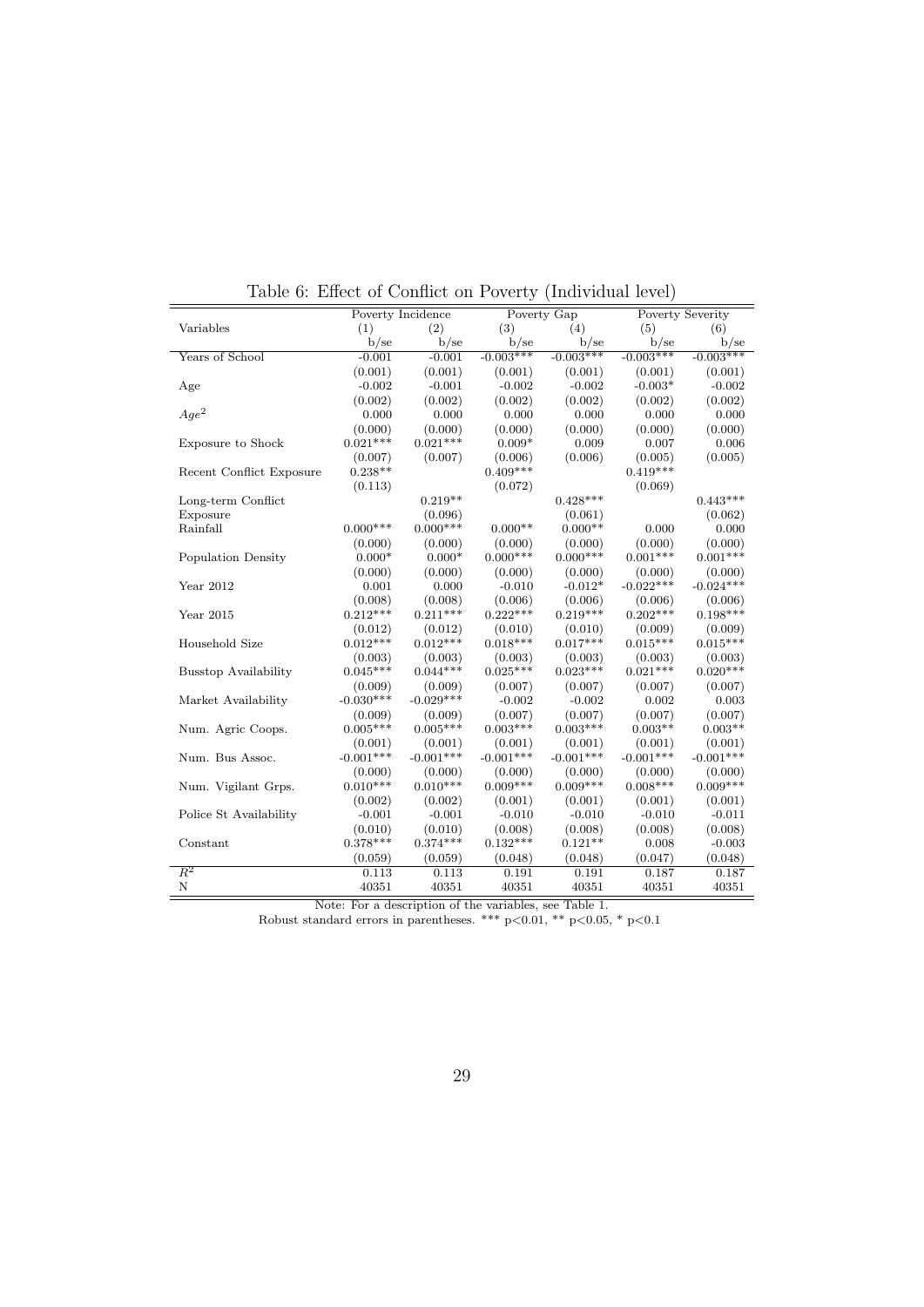Table 6: Effect of Conflict on Poverty (Individual level)

| Variables | Poverty Incidence | | Poverty Gap | | Poverty Severity | |
|---|---|---|---|---|---|---|
| | (1) | (2) | (3) | (4) | (5) | (6) |
| | b/se | b/se | b/se | b/se | b/se | b/se |
| Years of School | -0.001 | -0.001 | -0.003*** | -0.003*** | -0.003*** | -0.003*** |
| | (0.001) | (0.001) | (0.001) | (0.001) | (0.001) | (0.001) |
| Age | -0.002 | -0.001 | -0.002 | -0.002 | -0.003* | -0.002 |
| | (0.002) | (0.002) | (0.002) | (0.002) | (0.002) | (0.002) |
| $Age^2$ | 0.000 | 0.000 | 0.000 | 0.000 | 0.000 | 0.000 |
| | (0.000) | (0.000) | (0.000) | (0.000) | (0.000) | (0.000) |
| Exposure to Shock | 0.021*** | 0.021*** | 0.009* | 0.009 | 0.007 | 0.006 |
| | (0.007) | (0.007) | (0.006) | (0.006) | (0.005) | (0.005) |
| Recent Conflict Exposure | 0.238** | | 0.409*** | | 0.419*** | |
| | (0.113) | | (0.072) | | (0.069) | |
| Long-term Conflict Exposure | | 0.219** | | 0.428*** | | 0.443*** |
| | | (0.096) | | (0.061) | | (0.062) |
| Rainfall | 0.000*** | 0.000*** | 0.000** | 0.000** | 0.000 | 0.000 |
| | (0.000) | (0.000) | (0.000) | (0.000) | (0.000) | (0.000) |
| Population Density | 0.000* | 0.000* | 0.000*** | 0.000*** | 0.001*** | 0.001*** |
| | (0.000) | (0.000) | (0.000) | (0.000) | (0.000) | (0.000) |
| Year 2012 | 0.001 | 0.000 | -0.010 | -0.012* | -0.022*** | -0.024*** |
| | (0.008) | (0.008) | (0.006) | (0.006) | (0.006) | (0.006) |
| Year 2015 | 0.212*** | 0.211*** | 0.222*** | 0.219*** | 0.202*** | 0.198*** |
| | (0.012) | (0.012) | (0.010) | (0.010) | (0.009) | (0.009) |
| Household Size | 0.012*** | 0.012*** | 0.018*** | 0.017*** | 0.015*** | 0.015*** |
| | (0.003) | (0.003) | (0.003) | (0.003) | (0.003) | (0.003) |
| Busstop Availability | 0.045*** | 0.044*** | 0.025*** | 0.023*** | 0.021*** | 0.020*** |
| | (0.009) | (0.009) | (0.007) | (0.007) | (0.007) | (0.007) |
| Market Availability | -0.030*** | -0.029*** | -0.002 | -0.002 | 0.002 | 0.003 |
| | (0.009) | (0.009) | (0.007) | (0.007) | (0.007) | (0.007) |
| Num. Agric Coops. | 0.005*** | 0.005*** | 0.003*** | 0.003*** | 0.003** | 0.003** |
| | (0.001) | (0.001) | (0.001) | (0.001) | (0.001) | (0.001) |
| Num. Bus Assoc. | -0.001*** | -0.001*** | -0.001*** | -0.001*** | -0.001*** | -0.001*** |
| | (0.000) | (0.000) | (0.000) | (0.000) | (0.000) | (0.000) |
| Num. Vigilant Grps. | 0.010*** | 0.010*** | 0.009*** | 0.009*** | 0.008*** | 0.009*** |
| | (0.002) | (0.002) | (0.001) | (0.001) | (0.001) | (0.001) |
| Police St Availability | -0.001 | -0.001 | -0.010 | -0.010 | -0.010 | -0.011 |
| | (0.010) | (0.010) | (0.008) | (0.008) | (0.008) | (0.008) |
| Constant | 0.378*** | 0.374*** | 0.132*** | 0.121** | 0.008 | -0.003 |
| | (0.059) | (0.059) | (0.048) | (0.048) | (0.047) | (0.048) |
| $R^2$ | 0.113 | 0.113 | 0.191 | 0.191 | 0.187 | 0.187 |
| N | 40351 | 40351 | 40351 | 40351 | 40351 | 40351 |

Note: For a description of the variables, see Table 1.
Robust standard errors in parentheses. *** p<0.01, ** p<0.05, * p<0.1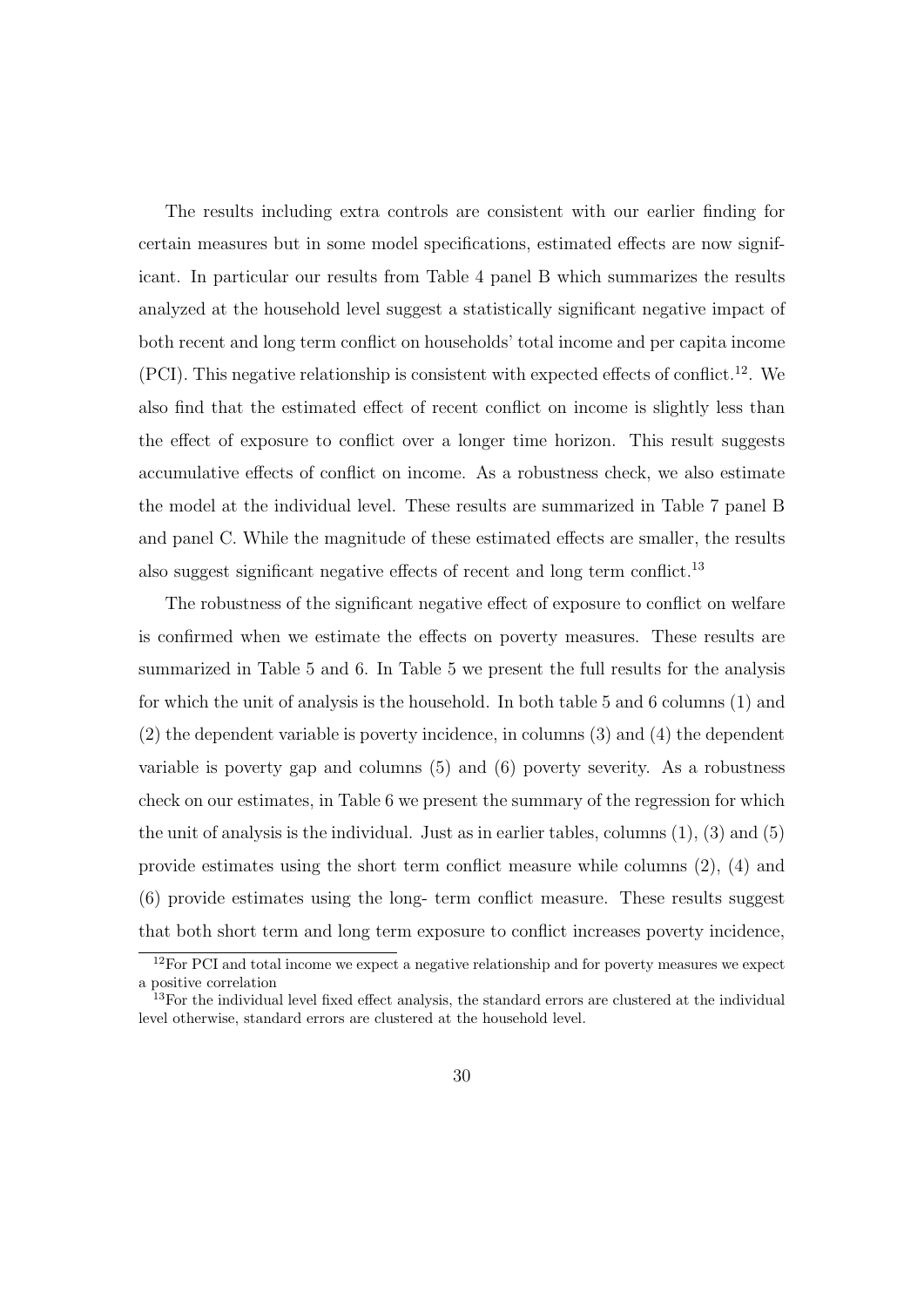The results including extra controls are consistent with our earlier finding for certain measures but in some model specifications, estimated effects are now significant. In particular our results from Table 4 panel B which summarizes the results analyzed at the household level suggest a statistically significant negative impact of both recent and long term conflict on households' total income and per capita income (PCI). This negative relationship is consistent with expected effects of conflict.[12]. We also find that the estimated effect of recent conflict on income is slightly less than the effect of exposure to conflict over a longer time horizon. This result suggests accumulative effects of conflict on income. As a robustness check, we also estimate the model at the individual level. These results are summarized in Table 7 panel B and panel C. While the magnitude of these estimated effects are smaller, the results also suggest significant negative effects of recent and long term conflict.[13]

The robustness of the significant negative effect of exposure to conflict on welfare is confirmed when we estimate the effects on poverty measures. These results are summarized in Table 5 and 6. In Table 5 we present the full results for the analysis for which the unit of analysis is the household. In both table 5 and 6 columns (1) and (2) the dependent variable is poverty incidence, in columns (3) and (4) the dependent variable is poverty gap and columns (5) and (6) poverty severity. As a robustness check on our estimates, in Table 6 we present the summary of the regression for which the unit of analysis is the individual. Just as in earlier tables, columns (1), (3) and (5) provide estimates using the short term conflict measure while columns (2), (4) and (6) provide estimates using the long- term conflict measure. These results suggest that both short term and long term exposure to conflict increases poverty incidence,

[12]For PCI and total income we expect a negative relationship and for poverty measures we expect a positive correlation

[13]For the individual level fixed effect analysis, the standard errors are clustered at the individual level otherwise, standard errors are clustered at the household level.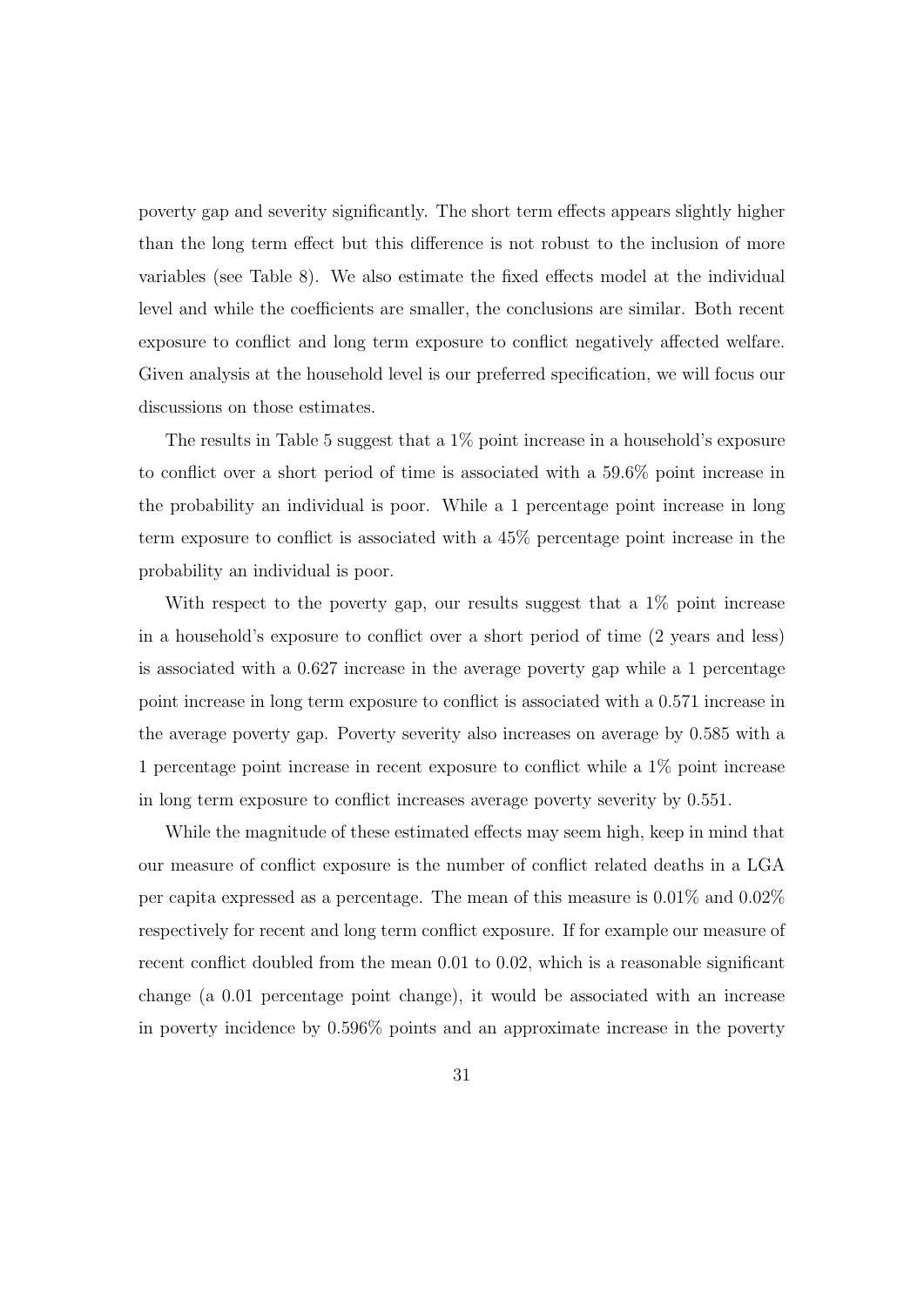poverty gap and severity significantly. The short term effects appears slightly higher than the long term effect but this difference is not robust to the inclusion of more variables (see Table 8). We also estimate the fixed effects model at the individual level and while the coefficients are smaller, the conclusions are similar. Both recent exposure to conflict and long term exposure to conflict negatively affected welfare. Given analysis at the household level is our preferred specification, we will focus our discussions on those estimates.

The results in Table 5 suggest that a 1% point increase in a household's exposure to conflict over a short period of time is associated with a 59.6% point increase in the probability an individual is poor. While a 1 percentage point increase in long term exposure to conflict is associated with a 45% percentage point increase in the probability an individual is poor.

With respect to the poverty gap, our results suggest that a 1% point increase in a household's exposure to conflict over a short period of time (2 years and less) is associated with a 0.627 increase in the average poverty gap while a 1 percentage point increase in long term exposure to conflict is associated with a 0.571 increase in the average poverty gap. Poverty severity also increases on average by 0.585 with a 1 percentage point increase in recent exposure to conflict while a 1% point increase in long term exposure to conflict increases average poverty severity by 0.551.

While the magnitude of these estimated effects may seem high, keep in mind that our measure of conflict exposure is the number of conflict related deaths in a LGA per capita expressed as a percentage. The mean of this measure is 0.01% and 0.02% respectively for recent and long term conflict exposure. If for example our measure of recent conflict doubled from the mean 0.01 to 0.02, which is a reasonable significant change (a 0.01 percentage point change), it would be associated with an increase in poverty incidence by 0.596% points and an approximate increase in the poverty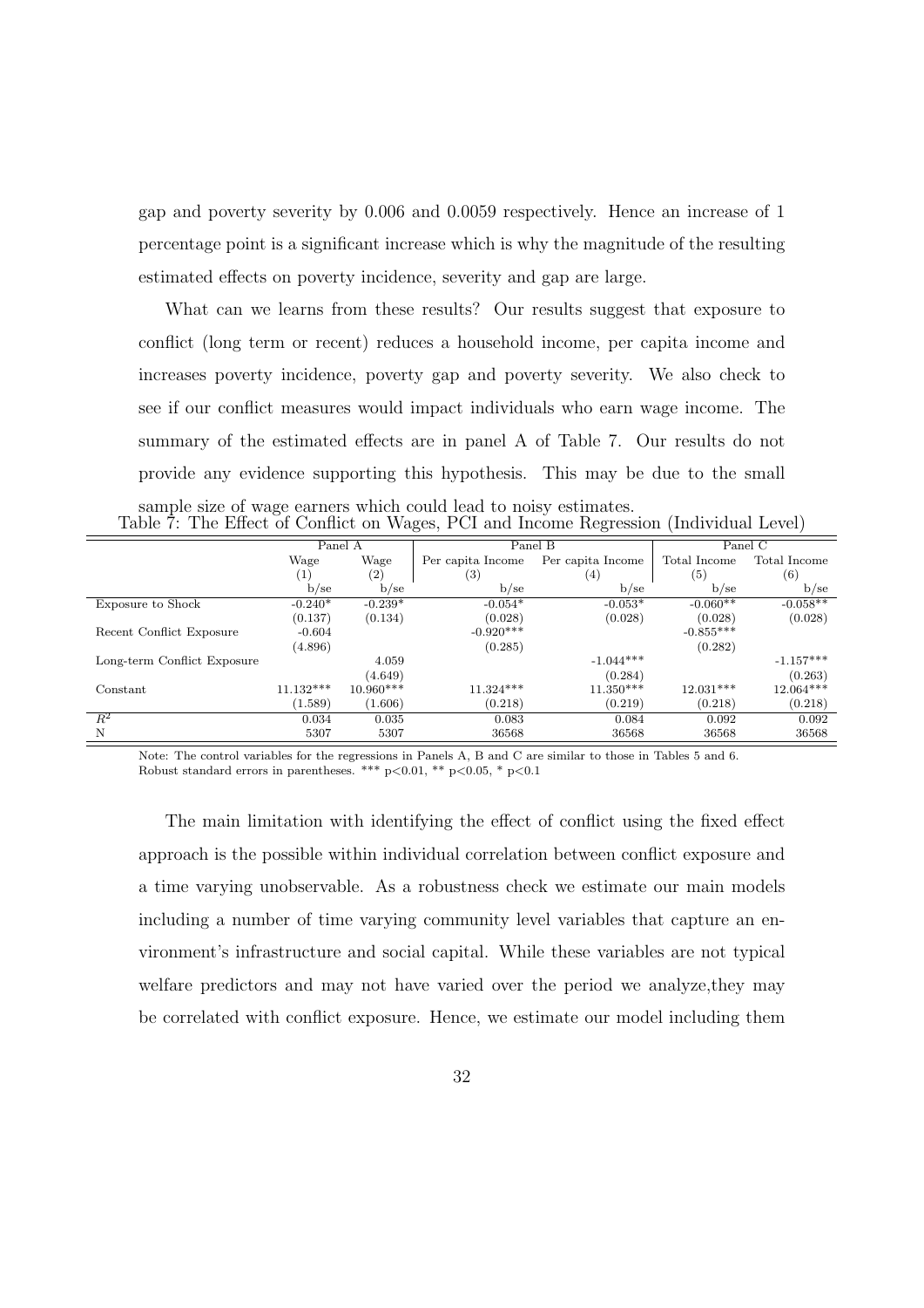gap and poverty severity by 0.006 and 0.0059 respectively. Hence an increase of 1 percentage point is a significant increase which is why the magnitude of the resulting estimated effects on poverty incidence, severity and gap are large.

What can we learns from these results? Our results suggest that exposure to conflict (long term or recent) reduces a household income, per capita income and increases poverty incidence, poverty gap and poverty severity. We also check to see if our conflict measures would impact individuals who earn wage income. The summary of the estimated effects are in panel A of Table 7. Our results do not provide any evidence supporting this hypothesis. This may be due to the small sample size of wage earners which could lead to noisy estimates.

Table 7: The Effect of Conflict on Wages, PCI and Income Regression (Individual Level)

| | Panel A | | Panel B | | Panel C | |
|---|---|---|---|---|---|---|
| | Wage | Wage | Per capita Income | Per capita Income | Total Income | Total Income |
| | (1) | (2) | (3) | (4) | (5) | (6) |
| | b/se | b/se | b/se | b/se | b/se | b/se |
| Exposure to Shock | -0.240* | -0.239* | -0.054* | -0.053* | -0.060** | -0.058** |
| | (0.137) | (0.134) | (0.028) | (0.028) | (0.028) | (0.028) |
| Recent Conflict Exposure | -0.604 | | -0.920*** | | -0.855*** | |
| | (4.896) | | (0.285) | | (0.282) | |
| Long-term Conflict Exposure | | 4.059 | | -1.044*** | | -1.157*** |
| | | (4.649) | | (0.284) | | (0.263) |
| Constant | 11.132*** | 10.960*** | 11.324*** | 11.350*** | 12.031*** | 12.064*** |
| | (1.589) | (1.606) | (0.218) | (0.219) | (0.218) | (0.218) |
| $R^2$ | 0.034 | 0.035 | 0.083 | 0.084 | 0.092 | 0.092 |
| N | 5307 | 5307 | 36568 | 36568 | 36568 | 36568 |

Note: The control variables for the regressions in Panels A, B and C are similar to those in Tables 5 and 6.
Robust standard errors in parentheses. *** p<0.01, ** p<0.05, * p<0.1

The main limitation with identifying the effect of conflict using the fixed effect approach is the possible within individual correlation between conflict exposure and a time varying unobservable. As a robustness check we estimate our main models including a number of time varying community level variables that capture an environment's infrastructure and social capital. While these variables are not typical welfare predictors and may not have varied over the period we analyze,they may be correlated with conflict exposure. Hence, we estimate our model including them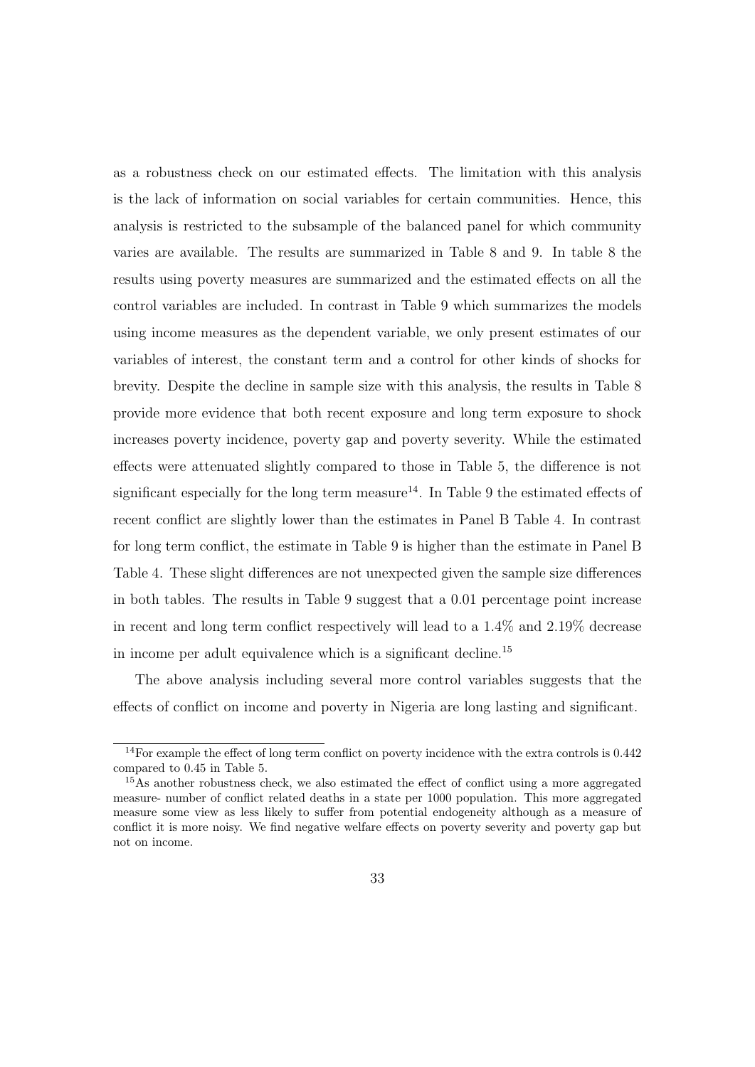as a robustness check on our estimated effects. The limitation with this analysis is the lack of information on social variables for certain communities. Hence, this analysis is restricted to the subsample of the balanced panel for which community varies are available. The results are summarized in Table 8 and 9. In table 8 the results using poverty measures are summarized and the estimated effects on all the control variables are included. In contrast in Table 9 which summarizes the models using income measures as the dependent variable, we only present estimates of our variables of interest, the constant term and a control for other kinds of shocks for brevity. Despite the decline in sample size with this analysis, the results in Table 8 provide more evidence that both recent exposure and long term exposure to shock increases poverty incidence, poverty gap and poverty severity. While the estimated effects were attenuated slightly compared to those in Table 5, the difference is not significant especially for the long term measure[14]. In Table 9 the estimated effects of recent conflict are slightly lower than the estimates in Panel B Table 4. In contrast for long term conflict, the estimate in Table 9 is higher than the estimate in Panel B Table 4. These slight differences are not unexpected given the sample size differences in both tables. The results in Table 9 suggest that a 0.01 percentage point increase in recent and long term conflict respectively will lead to a 1.4% and 2.19% decrease in income per adult equivalence which is a significant decline.[15]

The above analysis including several more control variables suggests that the effects of conflict on income and poverty in Nigeria are long lasting and significant.

---

[14] For example the effect of long term conflict on poverty incidence with the extra controls is 0.442 compared to 0.45 in Table 5.

[15] As another robustness check, we also estimated the effect of conflict using a more aggregated measure- number of conflict related deaths in a state per 1000 population. This more aggregated measure some view as less likely to suffer from potential endogeneity although as a measure of conflict it is more noisy. We find negative welfare effects on poverty severity and poverty gap but not on income.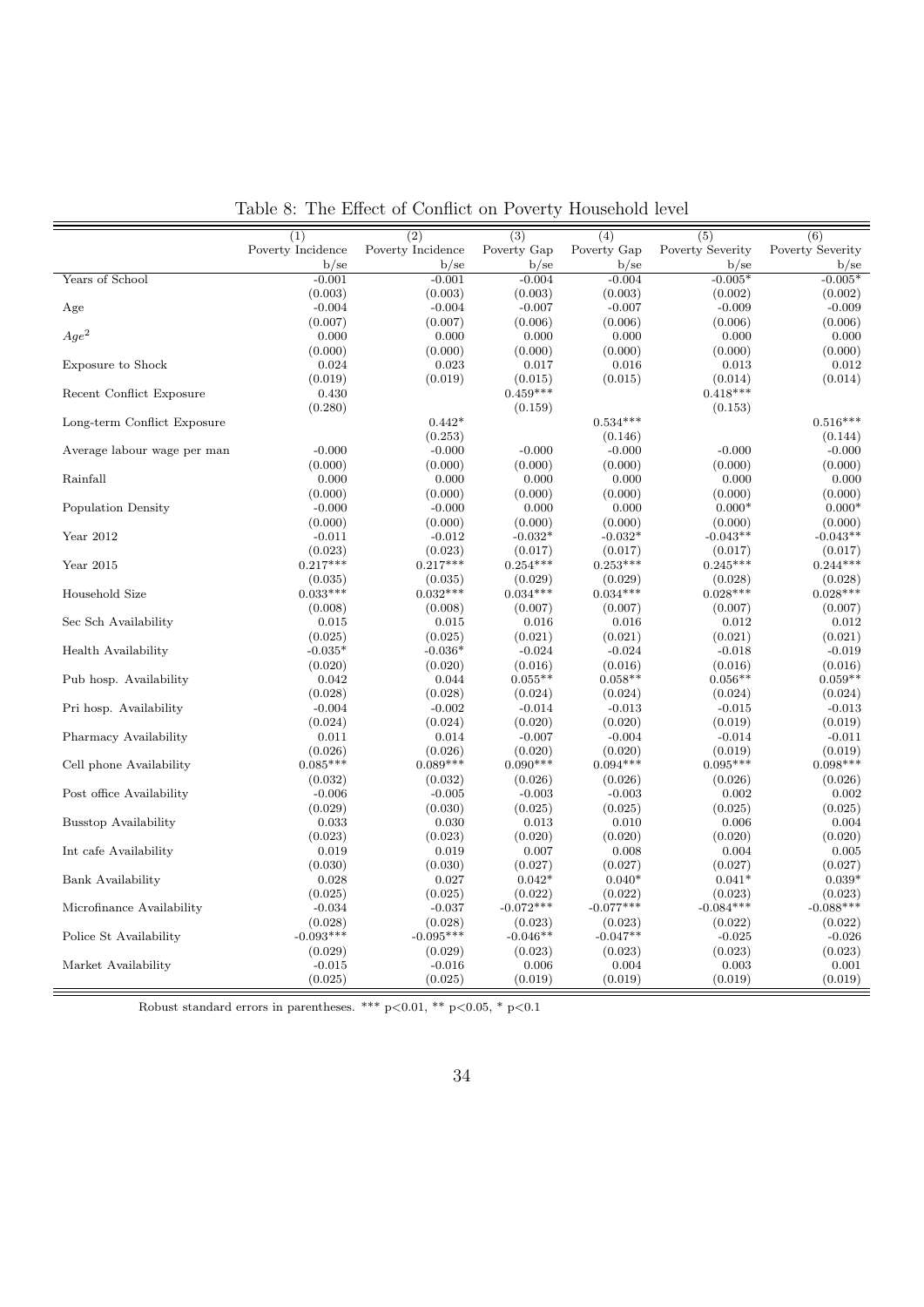Table 8: The Effect of Conflict on Poverty Household level

| | (1) | (2) | (3) | (4) | (5) | (6) |
|---|---|---|---|---|---|---|
| | Poverty Incidence | Poverty Incidence | Poverty Gap | Poverty Gap | Poverty Severity | Poverty Severity |
| | b/se | b/se | b/se | b/se | b/se | b/se |
| Years of School | -0.001 | -0.001 | -0.004 | -0.004 | -0.005* | -0.005* |
| | (0.003) | (0.003) | (0.003) | (0.003) | (0.002) | (0.002) |
| Age | -0.004 | -0.004 | -0.007 | -0.007 | -0.009 | -0.009 |
| | (0.007) | (0.007) | (0.006) | (0.006) | (0.006) | (0.006) |
| $Age^2$ | 0.000 | 0.000 | 0.000 | 0.000 | 0.000 | 0.000 |
| | (0.000) | (0.000) | (0.000) | (0.000) | (0.000) | (0.000) |
| Exposure to Shock | 0.024 | 0.023 | 0.017 | 0.016 | 0.013 | 0.012 |
| | (0.019) | (0.019) | (0.015) | (0.015) | (0.014) | (0.014) |
| Recent Conflict Exposure | 0.430 | | 0.459*** | | 0.418*** | |
| | (0.280) | | (0.159) | | (0.153) | |
| Long-term Conflict Exposure | | 0.442* | | 0.534*** | | 0.516*** |
| | | (0.253) | | (0.146) | | (0.144) |
| Average labour wage per man | -0.000 | -0.000 | -0.000 | -0.000 | -0.000 | -0.000 |
| | (0.000) | (0.000) | (0.000) | (0.000) | (0.000) | (0.000) |
| Rainfall | 0.000 | 0.000 | 0.000 | 0.000 | 0.000 | 0.000 |
| | (0.000) | (0.000) | (0.000) | (0.000) | (0.000) | (0.000) |
| Population Density | -0.000 | -0.000 | 0.000 | 0.000 | 0.000* | 0.000* |
| | (0.000) | (0.000) | (0.000) | (0.000) | (0.000) | (0.000) |
| Year 2012 | -0.011 | -0.012 | -0.032* | -0.032* | -0.043** | -0.043** |
| | (0.023) | (0.023) | (0.017) | (0.017) | (0.017) | (0.017) |
| Year 2015 | 0.217*** | 0.217*** | 0.254*** | 0.253*** | 0.245*** | 0.244*** |
| | (0.035) | (0.035) | (0.029) | (0.029) | (0.028) | (0.028) |
| Household Size | 0.033*** | 0.032*** | 0.034*** | 0.034*** | 0.028*** | 0.028*** |
| | (0.008) | (0.008) | (0.007) | (0.007) | (0.007) | (0.007) |
| Sec Sch Availability | 0.015 | 0.015 | 0.016 | 0.016 | 0.012 | 0.012 |
| | (0.025) | (0.025) | (0.021) | (0.021) | (0.021) | (0.021) |
| Health Availability | -0.035* | -0.036* | -0.024 | -0.024 | -0.018 | -0.019 |
| | (0.020) | (0.020) | (0.016) | (0.016) | (0.016) | (0.016) |
| Pub hosp. Availability | 0.042 | 0.044 | 0.055** | 0.058** | 0.056** | 0.059** |
| | (0.028) | (0.028) | (0.024) | (0.024) | (0.024) | (0.024) |
| Pri hosp. Availability | -0.004 | -0.002 | -0.014 | -0.013 | -0.015 | -0.013 |
| | (0.024) | (0.024) | (0.020) | (0.020) | (0.019) | (0.019) |
| Pharmacy Availability | 0.011 | 0.014 | -0.007 | -0.004 | -0.014 | -0.011 |
| | (0.026) | (0.026) | (0.020) | (0.020) | (0.019) | (0.019) |
| Cell phone Availability | 0.085*** | 0.089*** | 0.090*** | 0.094*** | 0.095*** | 0.098*** |
| | (0.032) | (0.032) | (0.026) | (0.026) | (0.026) | (0.026) |
| Post office Availability | -0.006 | -0.005 | -0.003 | -0.003 | 0.002 | 0.002 |
| | (0.029) | (0.030) | (0.025) | (0.025) | (0.025) | (0.025) |
| Busstop Availability | 0.033 | 0.030 | 0.013 | 0.010 | 0.006 | 0.004 |
| | (0.023) | (0.023) | (0.020) | (0.020) | (0.020) | (0.020) |
| Int cafe Availability | 0.019 | 0.019 | 0.007 | 0.008 | 0.004 | 0.005 |
| | (0.030) | (0.030) | (0.027) | (0.027) | (0.027) | (0.027) |
| Bank Availability | 0.028 | 0.027 | 0.042* | 0.040* | 0.041* | 0.039* |
| | (0.025) | (0.025) | (0.022) | (0.022) | (0.023) | (0.023) |
| Microfinance Availability | -0.034 | -0.037 | -0.072*** | -0.077*** | -0.084*** | -0.088*** |
| | (0.028) | (0.028) | (0.023) | (0.023) | (0.022) | (0.022) |
| Police St Availability | -0.093*** | -0.095*** | -0.046** | -0.047** | -0.025 | -0.026 |
| | (0.029) | (0.029) | (0.023) | (0.023) | (0.023) | (0.023) |
| Market Availability | -0.015 | -0.016 | 0.006 | 0.004 | 0.003 | 0.001 |
| | (0.025) | (0.025) | (0.019) | (0.019) | (0.019) | (0.019) |

Robust standard errors in parentheses. *** p<0.01, ** p<0.05, * p<0.1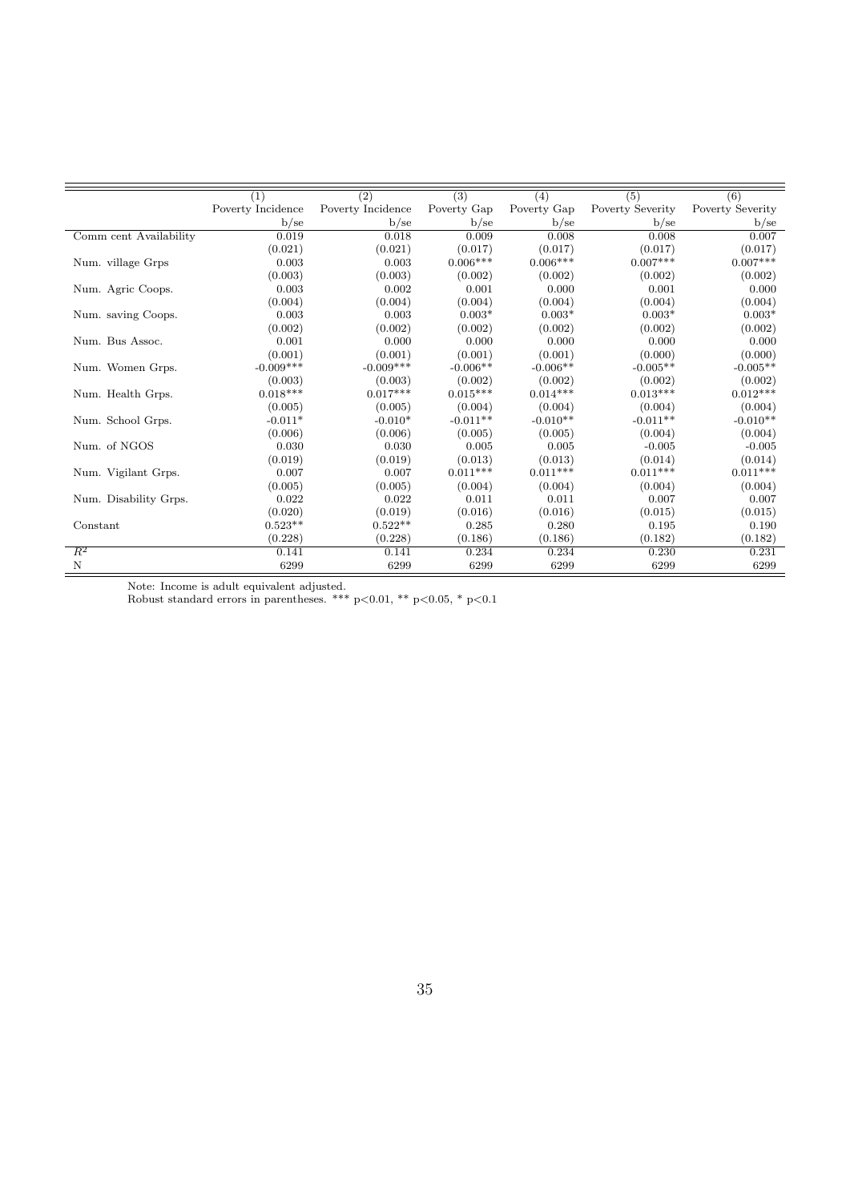| | (1) | (2) | (3) | (4) | (5) | (6) |
|---|---|---|---|---|---|---|
| | Poverty Incidence | Poverty Incidence | Poverty Gap | Poverty Gap | Poverty Severity | Poverty Severity |
| | b/se | b/se | b/se | b/se | b/se | b/se |
| Comm cent Availability | 0.019 | 0.018 | 0.009 | 0.008 | 0.008 | 0.007 |
| | (0.021) | (0.021) | (0.017) | (0.017) | (0.017) | (0.017) |
| Num. village Grps | 0.003 | 0.003 | 0.006*** | 0.006*** | 0.007*** | 0.007*** |
| | (0.003) | (0.003) | (0.002) | (0.002) | (0.002) | (0.002) |
| Num. Agric Coops. | 0.003 | 0.002 | 0.001 | 0.000 | 0.001 | 0.000 |
| | (0.004) | (0.004) | (0.004) | (0.004) | (0.004) | (0.004) |
| Num. saving Coops. | 0.003 | 0.003 | 0.003* | 0.003* | 0.003* | 0.003* |
| | (0.002) | (0.002) | (0.002) | (0.002) | (0.002) | (0.002) |
| Num. Bus Assoc. | 0.001 | 0.000 | 0.000 | 0.000 | 0.000 | 0.000 |
| | (0.001) | (0.001) | (0.001) | (0.001) | (0.000) | (0.000) |
| Num. Women Grps. | -0.009*** | -0.009*** | -0.006** | -0.006** | -0.005** | -0.005** |
| | (0.003) | (0.003) | (0.002) | (0.002) | (0.002) | (0.002) |
| Num. Health Grps. | 0.018*** | 0.017*** | 0.015*** | 0.014*** | 0.013*** | 0.012*** |
| | (0.005) | (0.005) | (0.004) | (0.004) | (0.004) | (0.004) |
| Num. School Grps. | -0.011* | -0.010* | -0.011** | -0.010** | -0.011** | -0.010** |
| | (0.006) | (0.006) | (0.005) | (0.005) | (0.004) | (0.004) |
| Num. of NGOS | 0.030 | 0.030 | 0.005 | 0.005 | -0.005 | -0.005 |
| | (0.019) | (0.019) | (0.013) | (0.013) | (0.014) | (0.014) |
| Num. Vigilant Grps. | 0.007 | 0.007 | 0.011*** | 0.011*** | 0.011*** | 0.011*** |
| | (0.005) | (0.005) | (0.004) | (0.004) | (0.004) | (0.004) |
| Num. Disability Grps. | 0.022 | 0.022 | 0.011 | 0.011 | 0.007 | 0.007 |
| | (0.020) | (0.019) | (0.016) | (0.016) | (0.015) | (0.015) |
| Constant | 0.523** | 0.522** | 0.285 | 0.280 | 0.195 | 0.190 |
| | (0.228) | (0.228) | (0.186) | (0.186) | (0.182) | (0.182) |
| $R^2$ | 0.141 | 0.141 | 0.234 | 0.234 | 0.230 | 0.231 |
| N | 6299 | 6299 | 6299 | 6299 | 6299 | 6299 |

Note: Income is adult equivalent adjusted.
Robust standard errors in parentheses. *** p<0.01, ** p<0.05, * p<0.1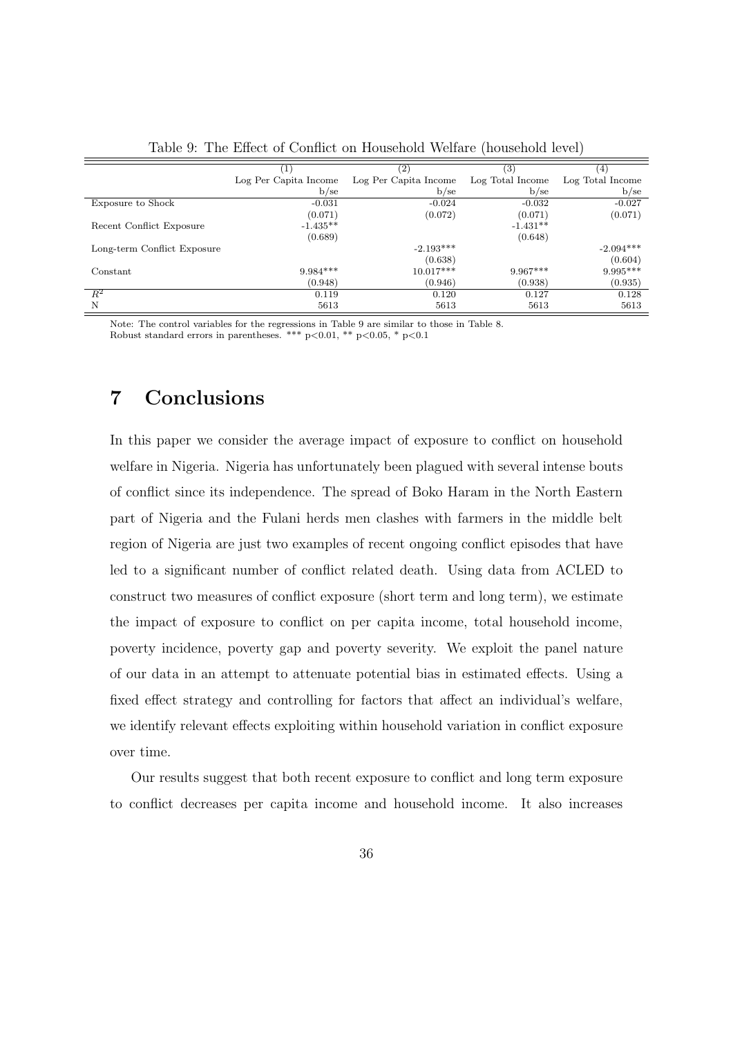Table 9: The Effect of Conflict on Household Welfare (household level)

| | (1) | (2) | (3) | (4) |
|---|---|---|---|---|
| | Log Per Capita Income | Log Per Capita Income | Log Total Income | Log Total Income |
| | b/se | b/se | b/se | b/se |
| Exposure to Shock | -0.031 | -0.024 | -0.032 | -0.027 |
| | (0.071) | (0.072) | (0.071) | (0.071) |
| Recent Conflict Exposure | -1.435** | | -1.431** | |
| | (0.689) | | (0.648) | |
| Long-term Conflict Exposure | | -2.193*** | | -2.094*** |
| | | (0.638) | | (0.604) |
| Constant | 9.984*** | 10.017*** | 9.967*** | 9.995*** |
| | (0.948) | (0.946) | (0.938) | (0.935) |
| $R^2$ | 0.119 | 0.120 | 0.127 | 0.128 |
| N | 5613 | 5613 | 5613 | 5613 |

Note: The control variables for the regressions in Table 9 are similar to those in Table 8.
Robust standard errors in parentheses. *** p<0.01, ** p<0.05, * p<0.1

# 7 Conclusions

In this paper we consider the average impact of exposure to conflict on household welfare in Nigeria. Nigeria has unfortunately been plagued with several intense bouts of conflict since its independence. The spread of Boko Haram in the North Eastern part of Nigeria and the Fulani herds men clashes with farmers in the middle belt region of Nigeria are just two examples of recent ongoing conflict episodes that have led to a significant number of conflict related death. Using data from ACLED to construct two measures of conflict exposure (short term and long term), we estimate the impact of exposure to conflict on per capita income, total household income, poverty incidence, poverty gap and poverty severity. We exploit the panel nature of our data in an attempt to attenuate potential bias in estimated effects. Using a fixed effect strategy and controlling for factors that affect an individual's welfare, we identify relevant effects exploiting within household variation in conflict exposure over time.

Our results suggest that both recent exposure to conflict and long term exposure to conflict decreases per capita income and household income. It also increases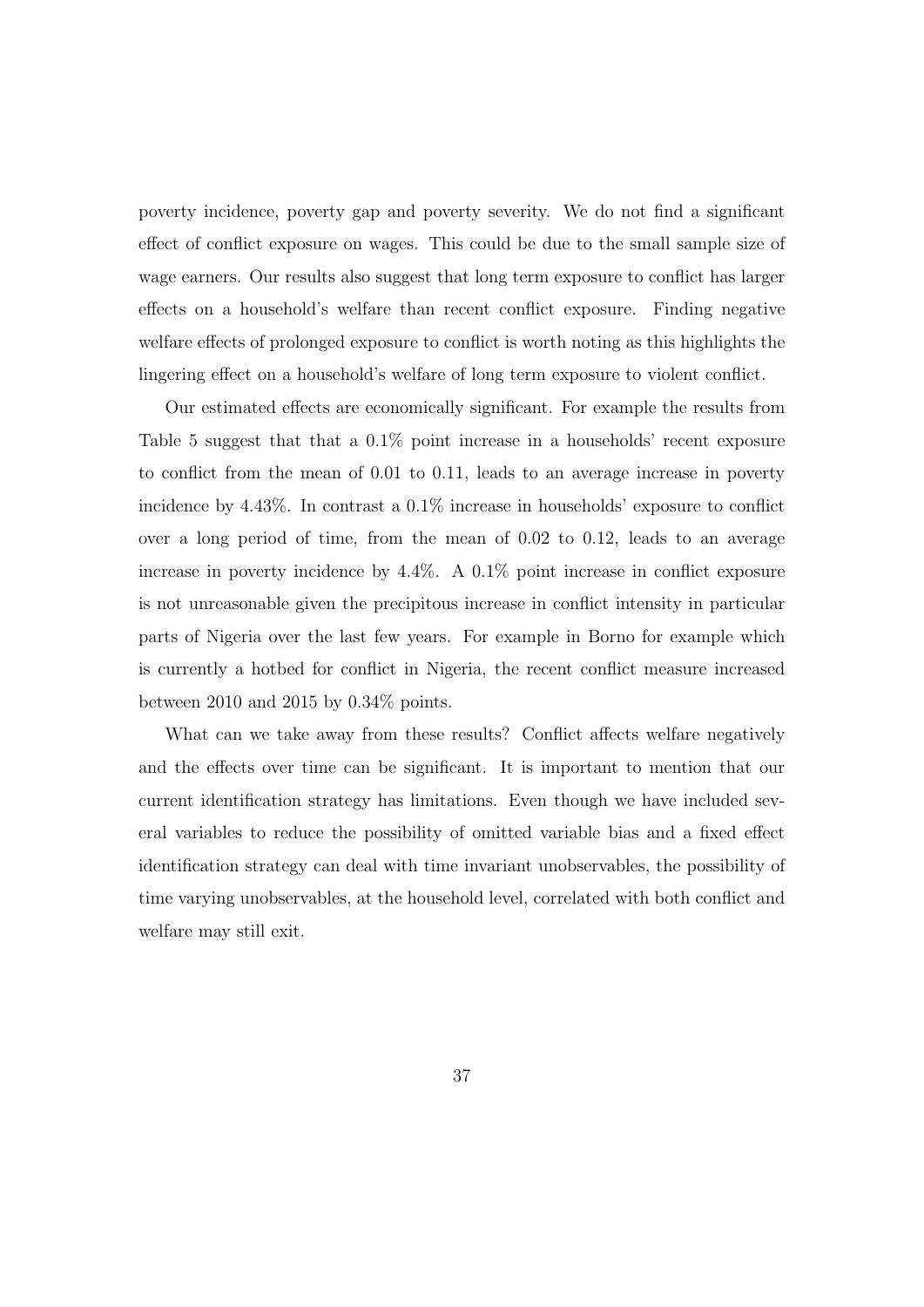poverty incidence, poverty gap and poverty severity. We do not find a significant effect of conflict exposure on wages. This could be due to the small sample size of wage earners. Our results also suggest that long term exposure to conflict has larger effects on a household's welfare than recent conflict exposure. Finding negative welfare effects of prolonged exposure to conflict is worth noting as this highlights the lingering effect on a household's welfare of long term exposure to violent conflict.

Our estimated effects are economically significant. For example the results from Table 5 suggest that that a 0.1% point increase in a households' recent exposure to conflict from the mean of 0.01 to 0.11, leads to an average increase in poverty incidence by 4.43%. In contrast a 0.1% increase in households' exposure to conflict over a long period of time, from the mean of 0.02 to 0.12, leads to an average increase in poverty incidence by 4.4%. A 0.1% point increase in conflict exposure is not unreasonable given the precipitous increase in conflict intensity in particular parts of Nigeria over the last few years. For example in Borno for example which is currently a hotbed for conflict in Nigeria, the recent conflict measure increased between 2010 and 2015 by 0.34% points.

What can we take away from these results? Conflict affects welfare negatively and the effects over time can be significant. It is important to mention that our current identification strategy has limitations. Even though we have included several variables to reduce the possibility of omitted variable bias and a fixed effect identification strategy can deal with time invariant unobservables, the possibility of time varying unobservables, at the household level, correlated with both conflict and welfare may still exit.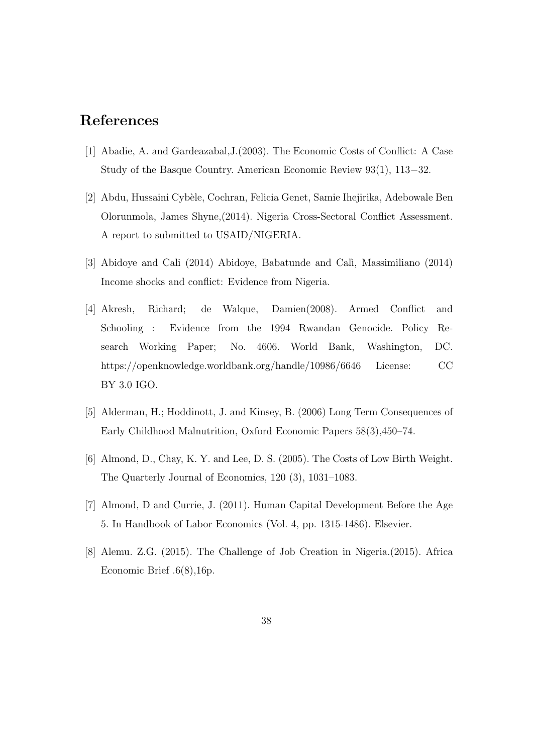# References

[1] Abadie, A. and Gardeazabal,J.(2003). The Economic Costs of Conflict: A Case Study of the Basque Country. American Economic Review 93(1), 113−32.

[2] Abdu, Hussaini Cybèle, Cochran, Felicia Genet, Samie Ihejirika, Adebowale Ben Olorunmola, James Shyne,(2014). Nigeria Cross-Sectoral Conflict Assessment. A report to submitted to USAID/NIGERIA.

[3] Abidoye and Cali (2014) Abidoye, Babatunde and Calì, Massimiliano (2014) Income shocks and conflict: Evidence from Nigeria.

[4] Akresh, Richard; de Walque, Damien(2008). Armed Conflict and Schooling : Evidence from the 1994 Rwandan Genocide. Policy Research Working Paper; No. 4606. World Bank, Washington, DC. https://openknowledge.worldbank.org/handle/10986/6646 License: CC BY 3.0 IGO.

[5] Alderman, H.; Hoddinott, J. and Kinsey, B. (2006) Long Term Consequences of Early Childhood Malnutrition, Oxford Economic Papers 58(3),450–74.

[6] Almond, D., Chay, K. Y. and Lee, D. S. (2005). The Costs of Low Birth Weight. The Quarterly Journal of Economics, 120 (3), 1031–1083.

[7] Almond, D and Currie, J. (2011). Human Capital Development Before the Age 5. In Handbook of Labor Economics (Vol. 4, pp. 1315-1486). Elsevier.

[8] Alemu. Z.G. (2015). The Challenge of Job Creation in Nigeria.(2015). Africa Economic Brief .6(8),16p.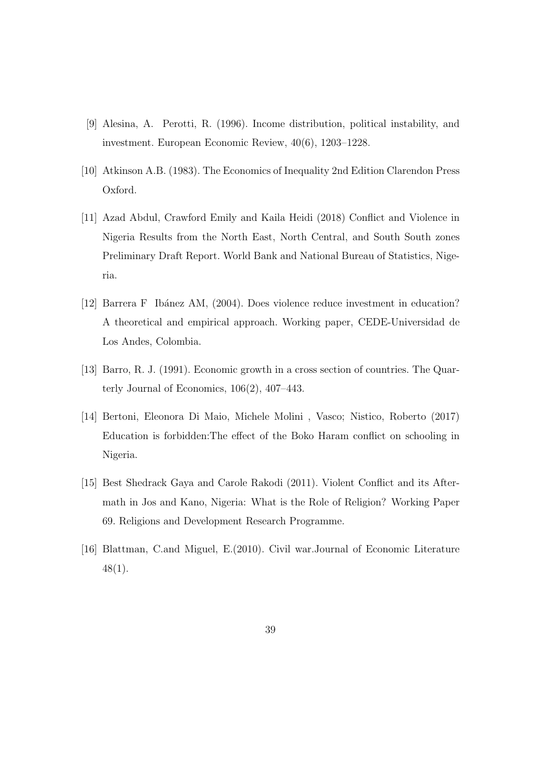[9] Alesina, A.  Perotti, R. (1996). Income distribution, political instability, and investment. European Economic Review, 40(6), 1203–1228.

[10] Atkinson A.B. (1983). The Economics of Inequality 2nd Edition Clarendon Press Oxford.

[11] Azad Abdul, Crawford Emily and Kaila Heidi (2018) Conflict and Violence in Nigeria Results from the North East, North Central, and South South zones Preliminary Draft Report. World Bank and National Bureau of Statistics, Nigeria.

[12] Barrera F  Ibánez AM, (2004). Does violence reduce investment in education? A theoretical and empirical approach. Working paper, CEDE-Universidad de Los Andes, Colombia.

[13] Barro, R. J. (1991). Economic growth in a cross section of countries. The Quarterly Journal of Economics, 106(2), 407–443.

[14] Bertoni, Eleonora Di Maio, Michele Molini , Vasco; Nistico, Roberto (2017) Education is forbidden:The effect of the Boko Haram conflict on schooling in Nigeria.

[15] Best Shedrack Gaya and Carole Rakodi (2011). Violent Conflict and its Aftermath in Jos and Kano, Nigeria: What is the Role of Religion? Working Paper 69. Religions and Development Research Programme.

[16] Blattman, C.and Miguel, E.(2010). Civil war.Journal of Economic Literature 48(1).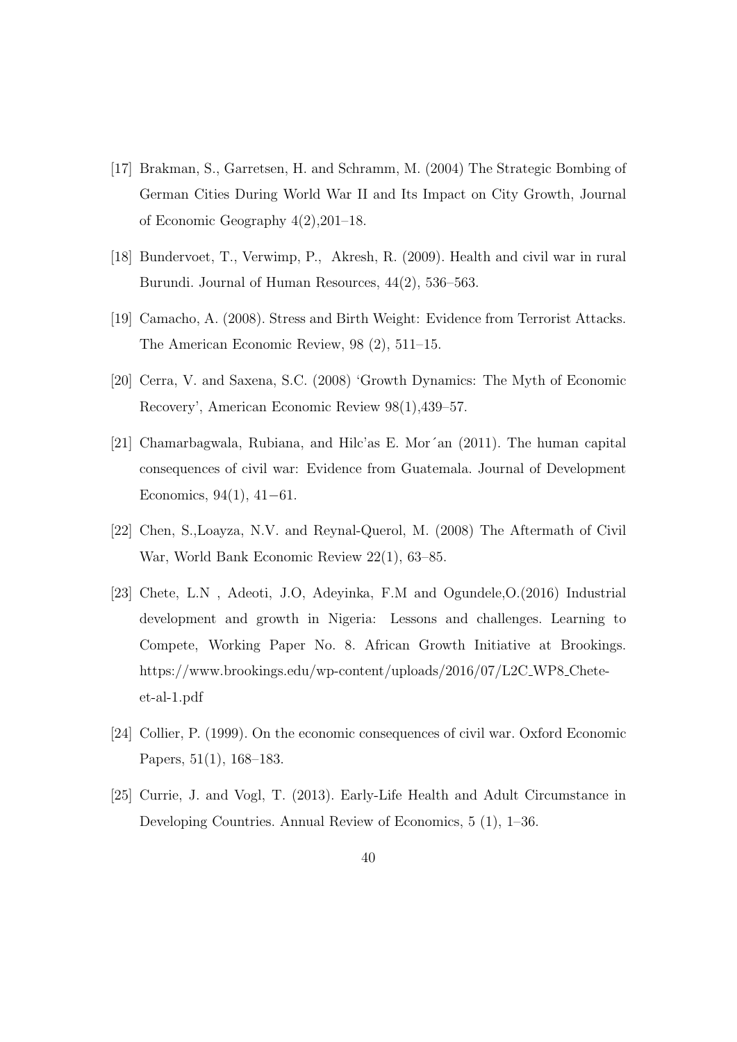[17] Brakman, S., Garretsen, H. and Schramm, M. (2004) The Strategic Bombing of German Cities During World War II and Its Impact on City Growth, Journal of Economic Geography 4(2),201–18.

[18] Bundervoet, T., Verwimp, P., Akresh, R. (2009). Health and civil war in rural Burundi. Journal of Human Resources, 44(2), 536–563.

[19] Camacho, A. (2008). Stress and Birth Weight: Evidence from Terrorist Attacks. The American Economic Review, 98 (2), 511–15.

[20] Cerra, V. and Saxena, S.C. (2008) 'Growth Dynamics: The Myth of Economic Recovery', American Economic Review 98(1),439–57.

[21] Chamarbagwala, Rubiana, and Hilc'as E. Mor´an (2011). The human capital consequences of civil war: Evidence from Guatemala. Journal of Development Economics, 94(1), 41−61.

[22] Chen, S.,Loayza, N.V. and Reynal-Querol, M. (2008) The Aftermath of Civil War, World Bank Economic Review 22(1), 63–85.

[23] Chete, L.N , Adeoti, J.O, Adeyinka, F.M and Ogundele,O.(2016) Industrial development and growth in Nigeria: Lessons and challenges. Learning to Compete, Working Paper No. 8. African Growth Initiative at Brookings. https://www.brookings.edu/wp-content/uploads/2016/07/L2C_WP8_Chete-et-al-1.pdf

[24] Collier, P. (1999). On the economic consequences of civil war. Oxford Economic Papers, 51(1), 168–183.

[25] Currie, J. and Vogl, T. (2013). Early-Life Health and Adult Circumstance in Developing Countries. Annual Review of Economics, 5 (1), 1–36.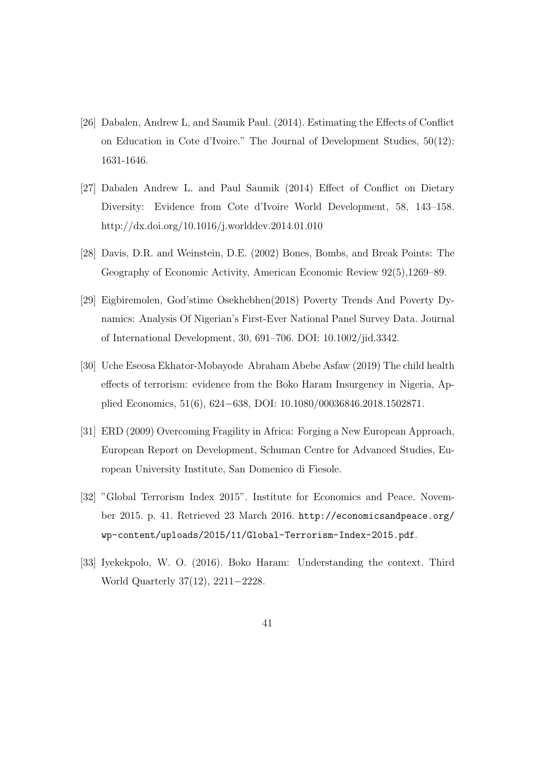[26] Dabalen, Andrew L, and Saumik Paul. (2014). Estimating the Effects of Conflict on Education in Cote d'Ivoire." The Journal of Development Studies, 50(12): 1631-1646.

[27] Dabalen Andrew L. and Paul Saumik (2014) Effect of Conflict on Dietary Diversity: Evidence from Cote d'Ivoire World Development, 58, 143–158. http://dx.doi.org/10.1016/j.worlddev.2014.01.010

[28] Davis, D.R. and Weinstein, D.E. (2002) Bones, Bombs, and Break Points: The Geography of Economic Activity, American Economic Review 92(5),1269–89.

[29] Eigbiremolen, God'stime Osekhebhen(2018) Poverty Trends And Poverty Dynamics: Analysis Of Nigerian's First-Ever National Panel Survey Data. Journal of International Development, 30, 691–706. DOI: 10.1002/jid.3342.

[30] Uche Eseosa Ekhator-Mobayode Abraham Abebe Asfaw (2019) The child health effects of terrorism: evidence from the Boko Haram Insurgency in Nigeria, Applied Economics, 51(6), 624−638, DOI: 10.1080/00036846.2018.1502871.

[31] ERD (2009) Overcoming Fragility in Africa: Forging a New European Approach, European Report on Development, Schuman Centre for Advanced Studies, European University Institute, San Domenico di Fiesole.

[32] "Global Terrorism Index 2015". Institute for Economics and Peace. November 2015. p. 41. Retrieved 23 March 2016. http://economicsandpeace.org/wp-content/uploads/2015/11/Global-Terrorism-Index-2015.pdf.

[33] Iyekekpolo, W. O. (2016). Boko Haram: Understanding the context. Third World Quarterly 37(12), 2211−2228.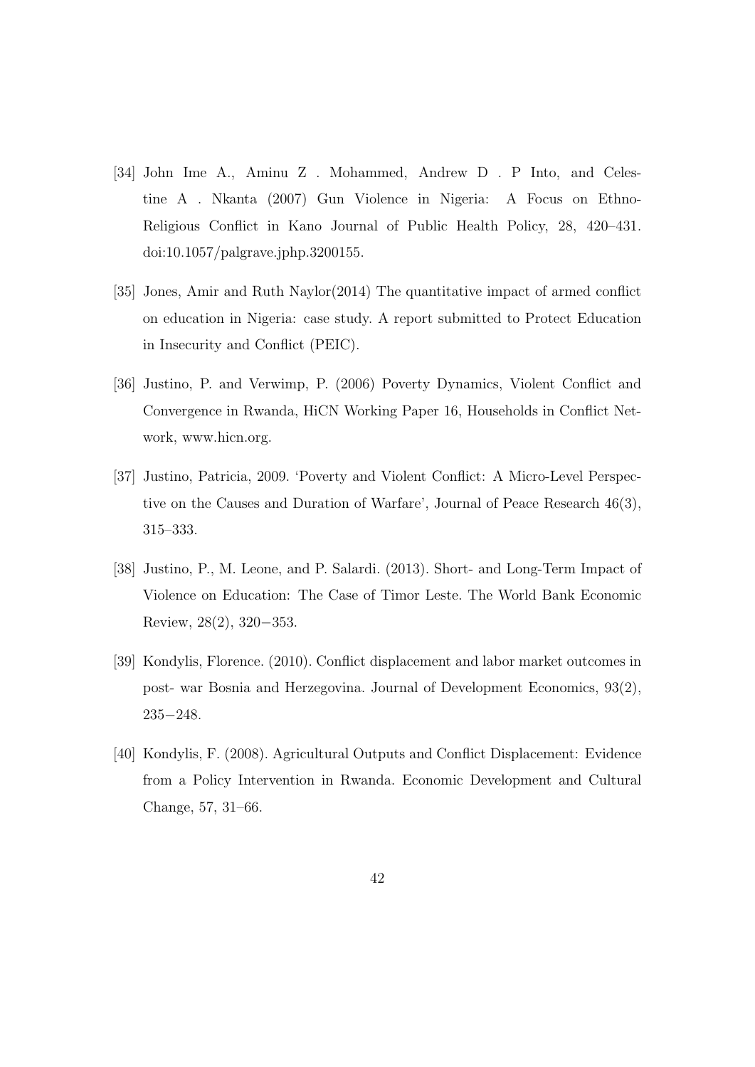[34] John Ime A., Aminu Z . Mohammed, Andrew D . P Into, and Celestine A . Nkanta (2007) Gun Violence in Nigeria: A Focus on Ethno-Religious Conflict in Kano Journal of Public Health Policy, 28, 420–431. doi:10.1057/palgrave.jphp.3200155.

[35] Jones, Amir and Ruth Naylor(2014) The quantitative impact of armed conflict on education in Nigeria: case study. A report submitted to Protect Education in Insecurity and Conflict (PEIC).

[36] Justino, P. and Verwimp, P. (2006) Poverty Dynamics, Violent Conflict and Convergence in Rwanda, HiCN Working Paper 16, Households in Conflict Network, www.hicn.org.

[37] Justino, Patricia, 2009. 'Poverty and Violent Conflict: A Micro-Level Perspective on the Causes and Duration of Warfare', Journal of Peace Research 46(3), 315–333.

[38] Justino, P., M. Leone, and P. Salardi. (2013). Short- and Long-Term Impact of Violence on Education: The Case of Timor Leste. The World Bank Economic Review, 28(2), 320−353.

[39] Kondylis, Florence. (2010). Conflict displacement and labor market outcomes in post- war Bosnia and Herzegovina. Journal of Development Economics, 93(2), 235−248.

[40] Kondylis, F. (2008). Agricultural Outputs and Conflict Displacement: Evidence from a Policy Intervention in Rwanda. Economic Development and Cultural Change, 57, 31–66.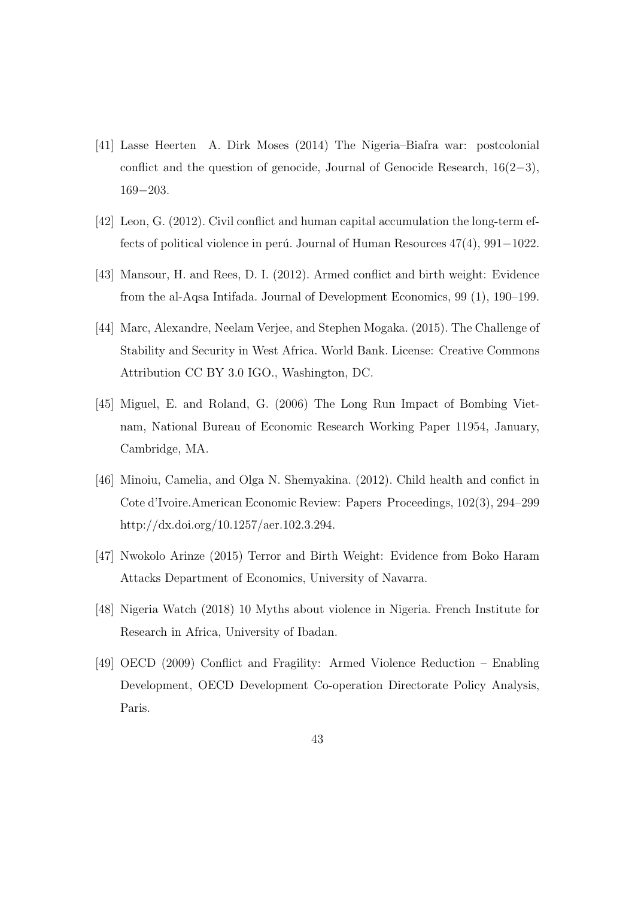[41] Lasse Heerten A. Dirk Moses (2014) The Nigeria–Biafra war: postcolonial conflict and the question of genocide, Journal of Genocide Research, 16(2−3), 169−203.

[42] Leon, G. (2012). Civil conflict and human capital accumulation the long-term effects of political violence in perú. Journal of Human Resources 47(4), 991−1022.

[43] Mansour, H. and Rees, D. I. (2012). Armed conflict and birth weight: Evidence from the al-Aqsa Intifada. Journal of Development Economics, 99 (1), 190–199.

[44] Marc, Alexandre, Neelam Verjee, and Stephen Mogaka. (2015). The Challenge of Stability and Security in West Africa. World Bank. License: Creative Commons Attribution CC BY 3.0 IGO., Washington, DC.

[45] Miguel, E. and Roland, G. (2006) The Long Run Impact of Bombing Vietnam, National Bureau of Economic Research Working Paper 11954, January, Cambridge, MA.

[46] Minoiu, Camelia, and Olga N. Shemyakina. (2012). Child health and confict in Cote d'Ivoire.American Economic Review: Papers Proceedings, 102(3), 294–299 http://dx.doi.org/10.1257/aer.102.3.294.

[47] Nwokolo Arinze (2015) Terror and Birth Weight: Evidence from Boko Haram Attacks Department of Economics, University of Navarra.

[48] Nigeria Watch (2018) 10 Myths about violence in Nigeria. French Institute for Research in Africa, University of Ibadan.

[49] OECD (2009) Conflict and Fragility: Armed Violence Reduction – Enabling Development, OECD Development Co-operation Directorate Policy Analysis, Paris.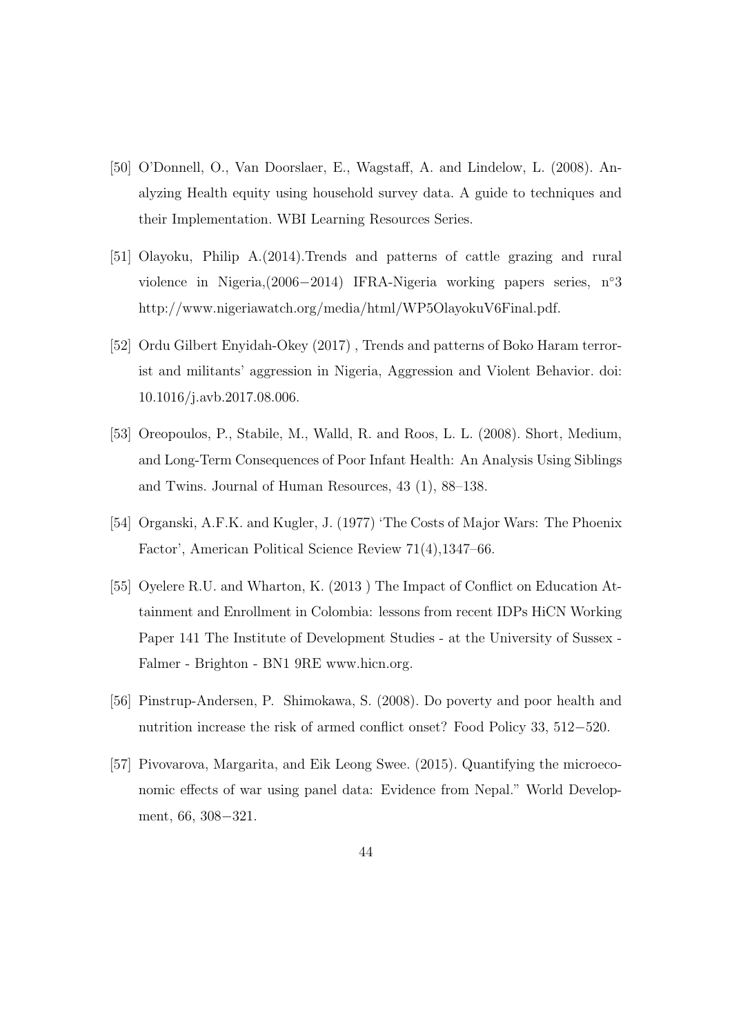[50] O'Donnell, O., Van Doorslaer, E., Wagstaff, A. and Lindelow, L. (2008). Analyzing Health equity using household survey data. A guide to techniques and their Implementation. WBI Learning Resources Series.

[51] Olayoku, Philip A.(2014).Trends and patterns of cattle grazing and rural violence in Nigeria,(2006−2014) IFRA-Nigeria working papers series, n°3 http://www.nigeriawatch.org/media/html/WP5OlayokuV6Final.pdf.

[52] Ordu Gilbert Enyidah-Okey (2017) , Trends and patterns of Boko Haram terrorist and militants' aggression in Nigeria, Aggression and Violent Behavior. doi: 10.1016/j.avb.2017.08.006.

[53] Oreopoulos, P., Stabile, M., Walld, R. and Roos, L. L. (2008). Short, Medium, and Long-Term Consequences of Poor Infant Health: An Analysis Using Siblings and Twins. Journal of Human Resources, 43 (1), 88–138.

[54] Organski, A.F.K. and Kugler, J. (1977) 'The Costs of Major Wars: The Phoenix Factor', American Political Science Review 71(4),1347–66.

[55] Oyelere R.U. and Wharton, K. (2013 ) The Impact of Conflict on Education Attainment and Enrollment in Colombia: lessons from recent IDPs HiCN Working Paper 141 The Institute of Development Studies - at the University of Sussex - Falmer - Brighton - BN1 9RE www.hicn.org.

[56] Pinstrup-Andersen, P. Shimokawa, S. (2008). Do poverty and poor health and nutrition increase the risk of armed conflict onset? Food Policy 33, 512−520.

[57] Pivovarova, Margarita, and Eik Leong Swee. (2015). Quantifying the microeconomic effects of war using panel data: Evidence from Nepal." World Development, 66, 308−321.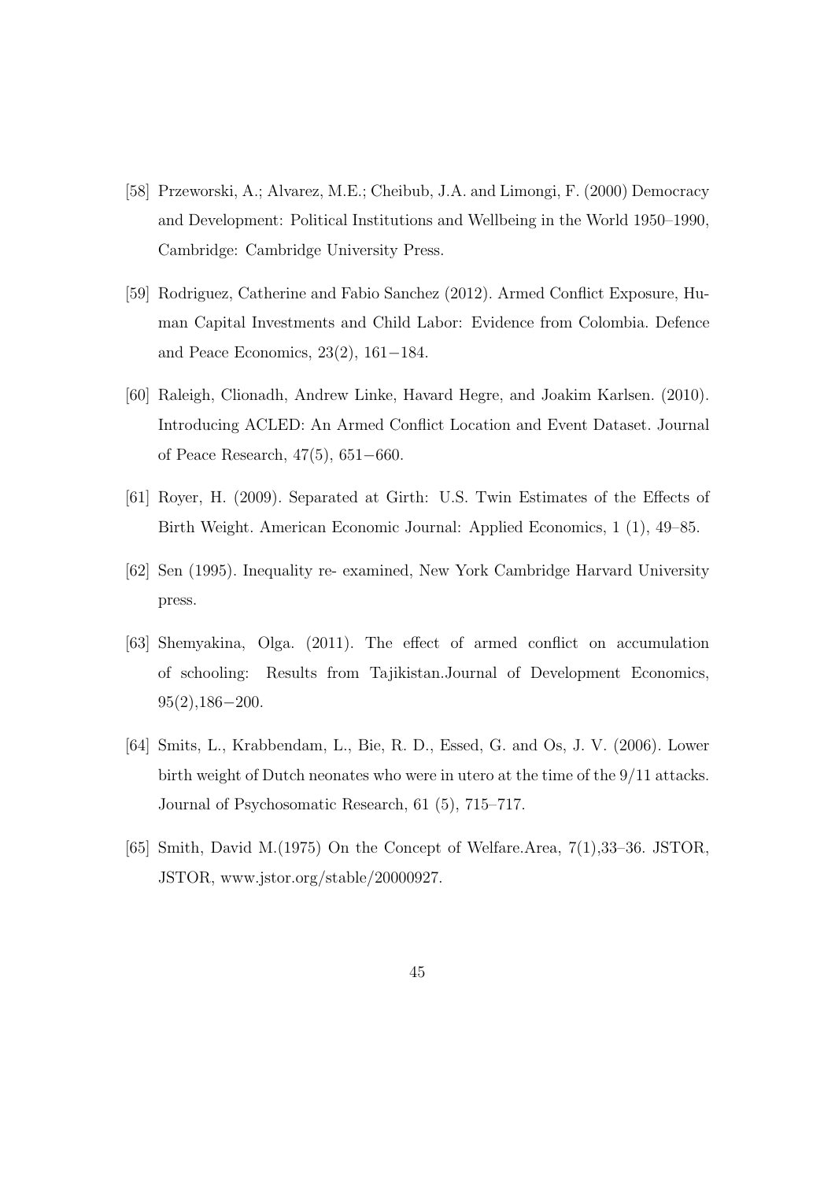[58] Przeworski, A.; Alvarez, M.E.; Cheibub, J.A. and Limongi, F. (2000) Democracy and Development: Political Institutions and Wellbeing in the World 1950–1990, Cambridge: Cambridge University Press.

[59] Rodriguez, Catherine and Fabio Sanchez (2012). Armed Conflict Exposure, Human Capital Investments and Child Labor: Evidence from Colombia. Defence and Peace Economics, 23(2), 161−184.

[60] Raleigh, Clionadh, Andrew Linke, Havard Hegre, and Joakim Karlsen. (2010). Introducing ACLED: An Armed Conflict Location and Event Dataset. Journal of Peace Research, 47(5), 651−660.

[61] Royer, H. (2009). Separated at Girth: U.S. Twin Estimates of the Effects of Birth Weight. American Economic Journal: Applied Economics, 1 (1), 49–85.

[62] Sen (1995). Inequality re- examined, New York Cambridge Harvard University press.

[63] Shemyakina, Olga. (2011). The effect of armed conflict on accumulation of schooling: Results from Tajikistan.Journal of Development Economics, 95(2),186−200.

[64] Smits, L., Krabbendam, L., Bie, R. D., Essed, G. and Os, J. V. (2006). Lower birth weight of Dutch neonates who were in utero at the time of the 9/11 attacks. Journal of Psychosomatic Research, 61 (5), 715–717.

[65] Smith, David M.(1975) On the Concept of Welfare.Area, 7(1),33–36. JSTOR, JSTOR, www.jstor.org/stable/20000927.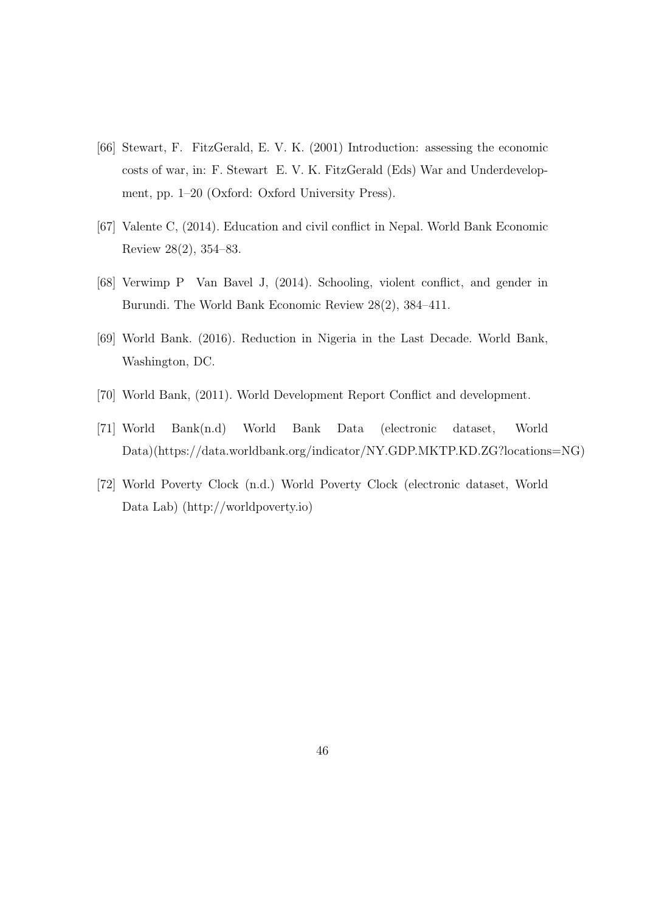[66] Stewart, F. FitzGerald, E. V. K. (2001) Introduction: assessing the economic costs of war, in: F. Stewart E. V. K. FitzGerald (Eds) War and Underdevelopment, pp. 1–20 (Oxford: Oxford University Press).

[67] Valente C, (2014). Education and civil conflict in Nepal. World Bank Economic Review 28(2), 354–83.

[68] Verwimp P Van Bavel J, (2014). Schooling, violent conflict, and gender in Burundi. The World Bank Economic Review 28(2), 384–411.

[69] World Bank. (2016). Reduction in Nigeria in the Last Decade. World Bank, Washington, DC.

[70] World Bank, (2011). World Development Report Conflict and development.

[71] World Bank(n.d) World Bank Data (electronic dataset, World Data)(https://data.worldbank.org/indicator/NY.GDP.MKTP.KD.ZG?locations=NG)

[72] World Poverty Clock (n.d.) World Poverty Clock (electronic dataset, World Data Lab) (http://worldpoverty.io)